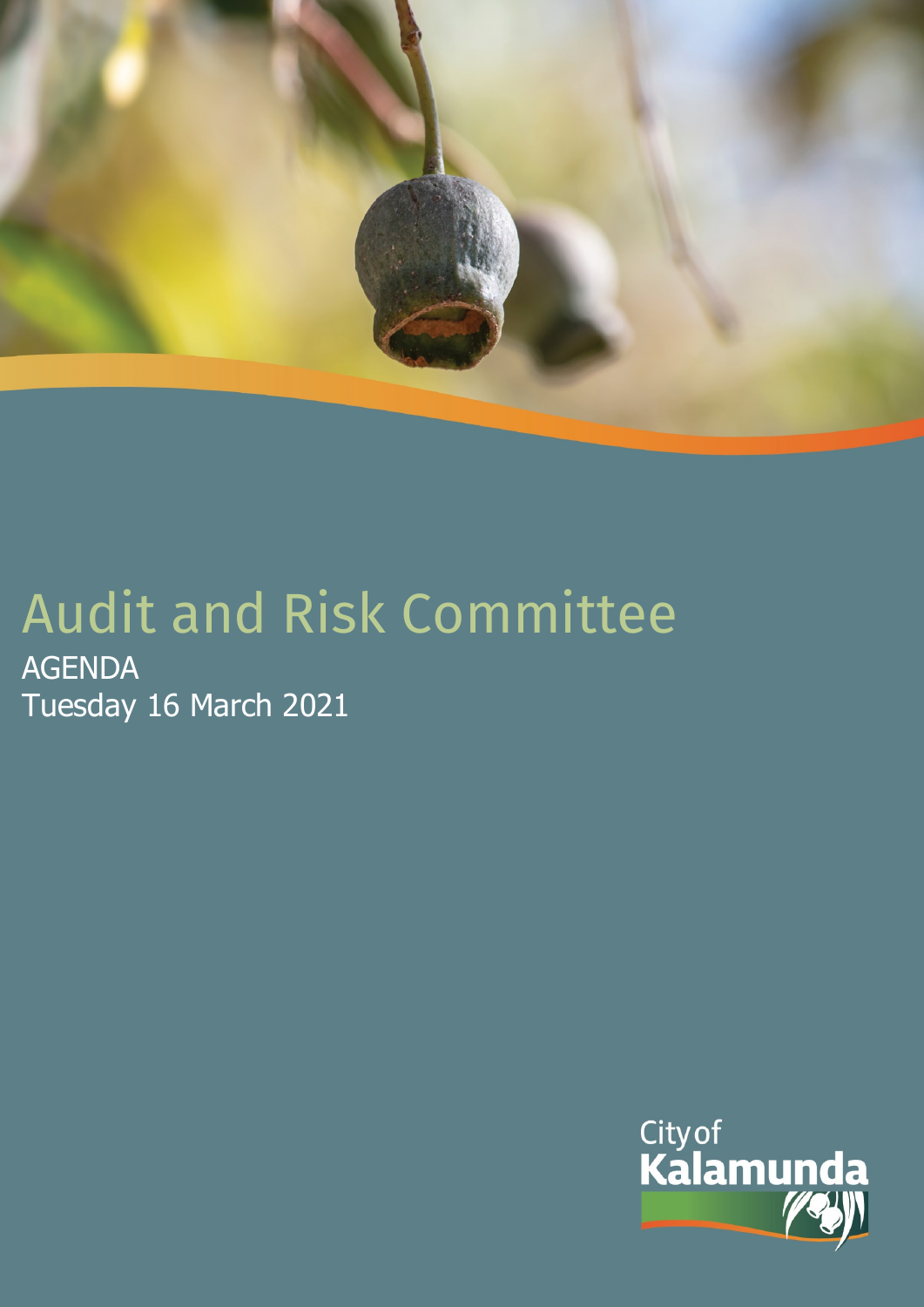# Audit and Risk Committee

AGENDA

Tuesday 16 March 2021

City of Kalamunda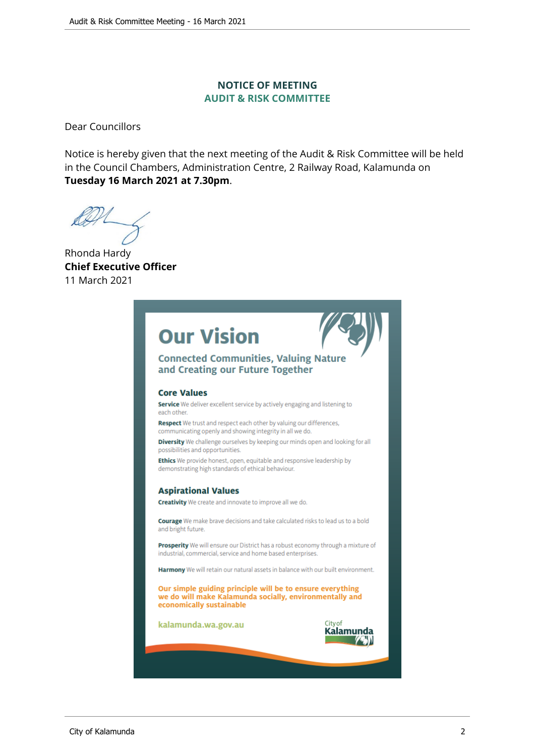# NOTICE OF MEETING
## AUDIT & RISK COMMITTEE

Dear Councillors

Notice is hereby given that the next meeting of the Audit & Risk Committee will be held in the Council Chambers, Administration Centre, 2 Railway Road, Kalamunda on **Tuesday 16 March 2021 at 7.30pm**.

Rhonda Hardy
**Chief Executive Officer**
11 March 2021

# Our Vision

**Connected Communities, Valuing Nature and Creating our Future Together**

### Core Values

**Service** We deliver excellent service by actively engaging and listening to each other.

**Respect** We trust and respect each other by valuing our differences, communicating openly and showing integrity in all we do.

**Diversity** We challenge ourselves by keeping our minds open and looking for all possibilities and opportunities.

**Ethics** We provide honest, open, equitable and responsive leadership by demonstrating high standards of ethical behaviour.

### Aspirational Values

**Creativity** We create and innovate to improve all we do.

**Courage** We make brave decisions and take calculated risks to lead us to a bold and bright future.

**Prosperity** We will ensure our District has a robust economy through a mixture of industrial, commercial, service and home based enterprises.

**Harmony** We will retain our natural assets in balance with our built environment.

**Our simple guiding principle will be to ensure everything we do will make Kalamunda socially, environmentally and economically sustainable**

kalamunda.wa.gov.au

City of Kalamunda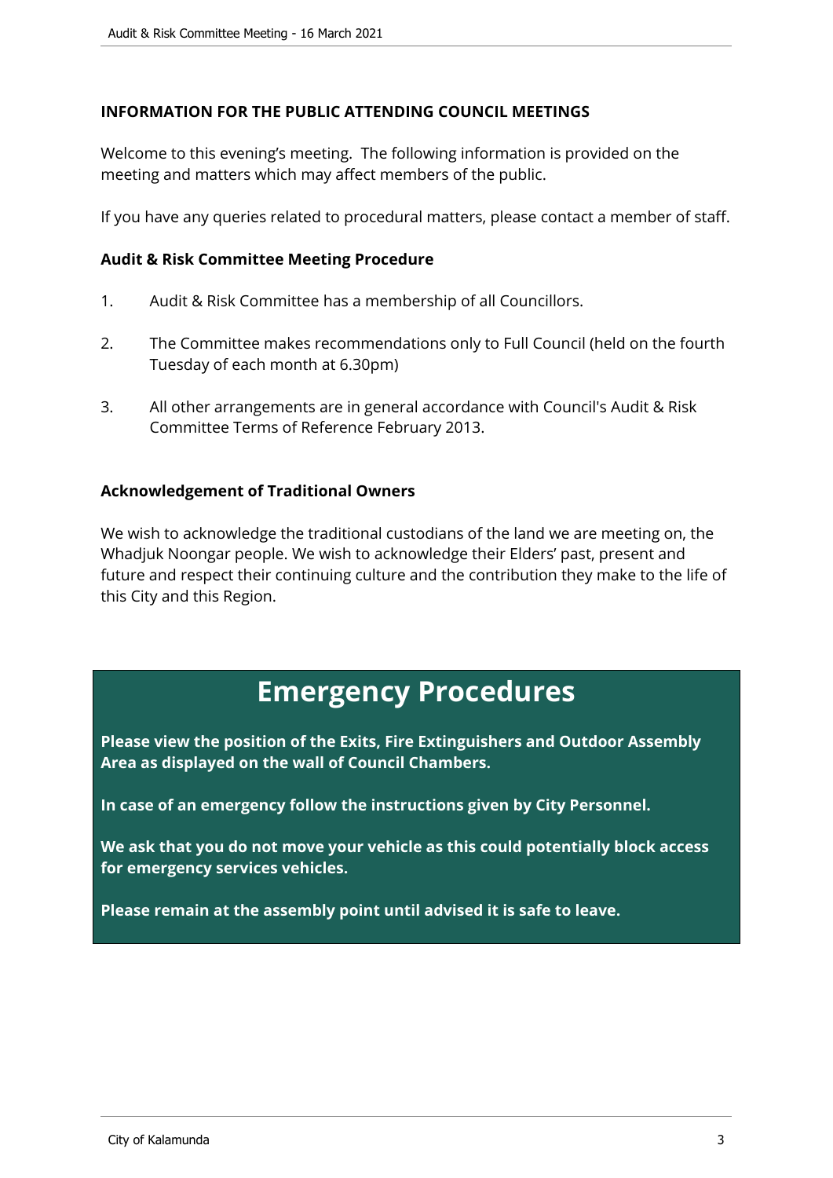## INFORMATION FOR THE PUBLIC ATTENDING COUNCIL MEETINGS

Welcome to this evening's meeting. The following information is provided on the meeting and matters which may affect members of the public.

If you have any queries related to procedural matters, please contact a member of staff.

### Audit & Risk Committee Meeting Procedure

1. Audit & Risk Committee has a membership of all Councillors.
2. The Committee makes recommendations only to Full Council (held on the fourth Tuesday of each month at 6.30pm)
3. All other arrangements are in general accordance with Council's Audit & Risk Committee Terms of Reference February 2013.

### Acknowledgement of Traditional Owners

We wish to acknowledge the traditional custodians of the land we are meeting on, the Whadjuk Noongar people. We wish to acknowledge their Elders' past, present and future and respect their continuing culture and the contribution they make to the life of this City and this Region.

# Emergency Procedures

**Please view the position of the Exits, Fire Extinguishers and Outdoor Assembly Area as displayed on the wall of Council Chambers.**

**In case of an emergency follow the instructions given by City Personnel.**

**We ask that you do not move your vehicle as this could potentially block access for emergency services vehicles.**

**Please remain at the assembly point until advised it is safe to leave.**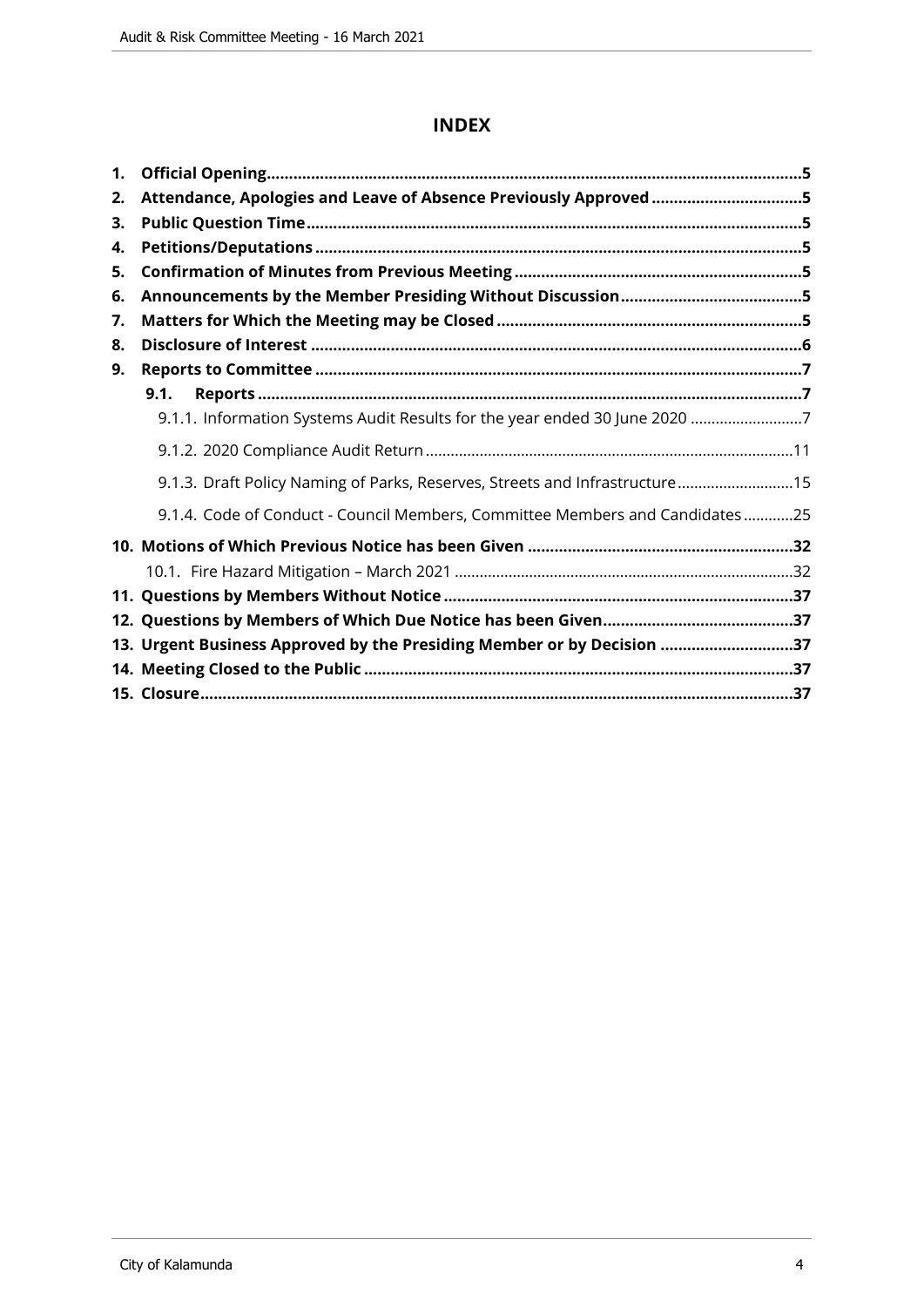# INDEX

1. **Official Opening ........................................................................................................ 5**
2. **Attendance, Apologies and Leave of Absence Previously Approved ................................. 5**
3. **Public Question Time ............................................................................................... 5**
4. **Petitions/Deputations ............................................................................................. 5**
5. **Confirmation of Minutes from Previous Meeting ................................................................ 5**
6. **Announcements by the Member Presiding Without Discussion ........................................ 5**
7. **Matters for Which the Meeting may be Closed ................................................................... 5**
8. **Disclosure of Interest ............................................................................................. 6**
9. **Reports to Committee ............................................................................................. 7**
   - **9.1. Reports ......................................................................................................... 7**
     - 9.1.1. Information Systems Audit Results for the year ended 30 June 2020 ........................... 7
     - 9.1.2. 2020 Compliance Audit Return ........................................................................ 11
     - 9.1.3. Draft Policy Naming of Parks, Reserves, Streets and Infrastructure ............................ 15
     - 9.1.4. Code of Conduct - Council Members, Committee Members and Candidates ............ 25
10. **Motions of Which Previous Notice has been Given ........................................................... 32**
    - 10.1. Fire Hazard Mitigation – March 2021 ................................................................ 32
11. **Questions by Members Without Notice .............................................................................. 37**
12. **Questions by Members of Which Due Notice has been Given ........................................... 37**
13. **Urgent Business Approved by the Presiding Member or by Decision .............................. 37**
14. **Meeting Closed to the Public ............................................................................................ 37**
15. **Closure ................................................................................................................ 37**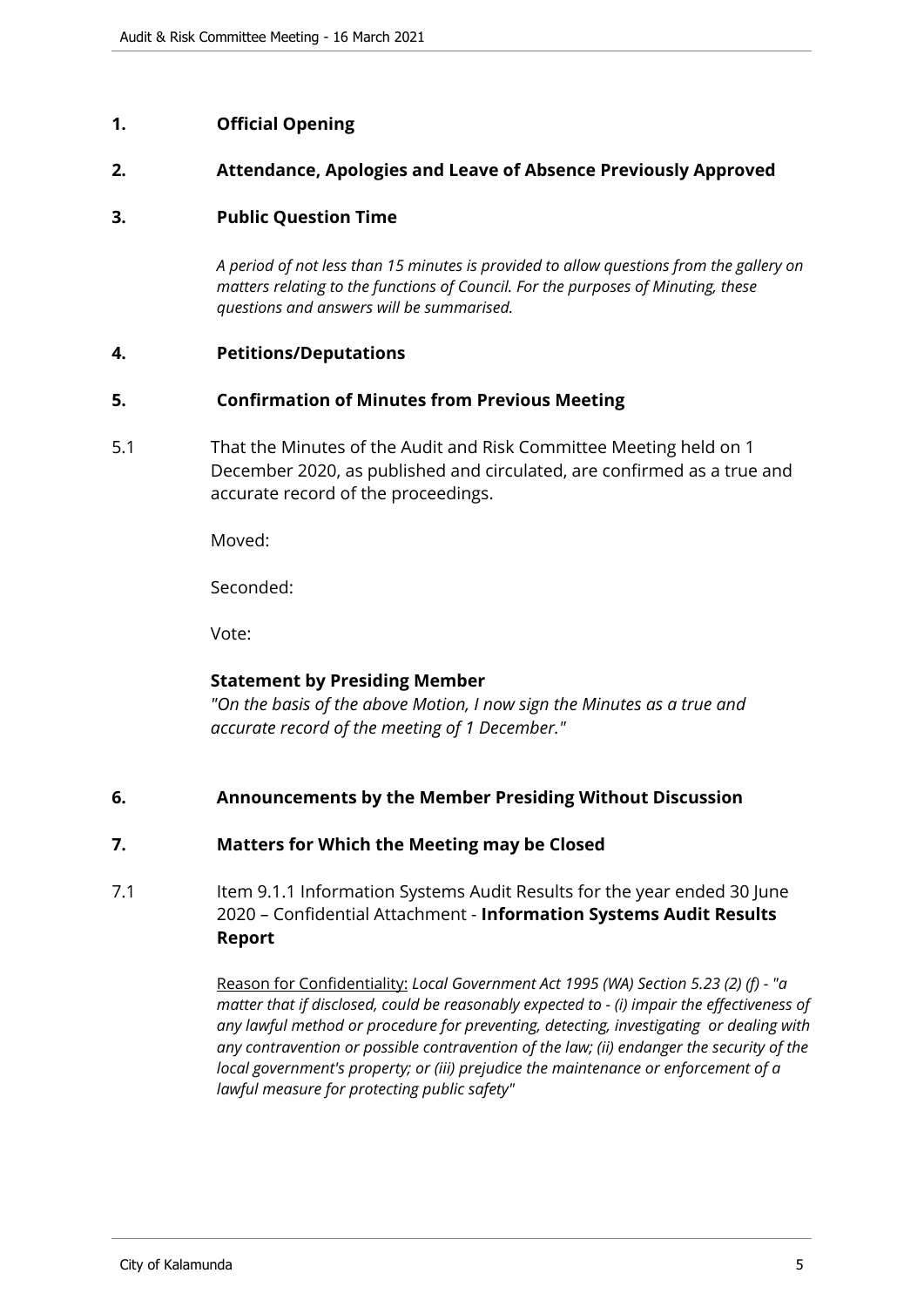## 1. Official Opening

## 2. Attendance, Apologies and Leave of Absence Previously Approved

## 3. Public Question Time

*A period of not less than 15 minutes is provided to allow questions from the gallery on matters relating to the functions of Council. For the purposes of Minuting, these questions and answers will be summarised.*

## 4. Petitions/Deputations

## 5. Confirmation of Minutes from Previous Meeting

5.1 That the Minutes of the Audit and Risk Committee Meeting held on 1 December 2020, as published and circulated, are confirmed as a true and accurate record of the proceedings.

Moved:

Seconded:

Vote:

**Statement by Presiding Member**

*"On the basis of the above Motion, I now sign the Minutes as a true and accurate record of the meeting of 1 December."*

## 6. Announcements by the Member Presiding Without Discussion

## 7. Matters for Which the Meeting may be Closed

7.1 Item 9.1.1 Information Systems Audit Results for the year ended 30 June 2020 – Confidential Attachment - **Information Systems Audit Results Report**

<u>Reason for Confidentiality:</u> *Local Government Act 1995 (WA) Section 5.23 (2) (f) - "a matter that if disclosed, could be reasonably expected to - (i) impair the effectiveness of any lawful method or procedure for preventing, detecting, investigating or dealing with any contravention or possible contravention of the law; (ii) endanger the security of the local government's property; or (iii) prejudice the maintenance or enforcement of a lawful measure for protecting public safety"*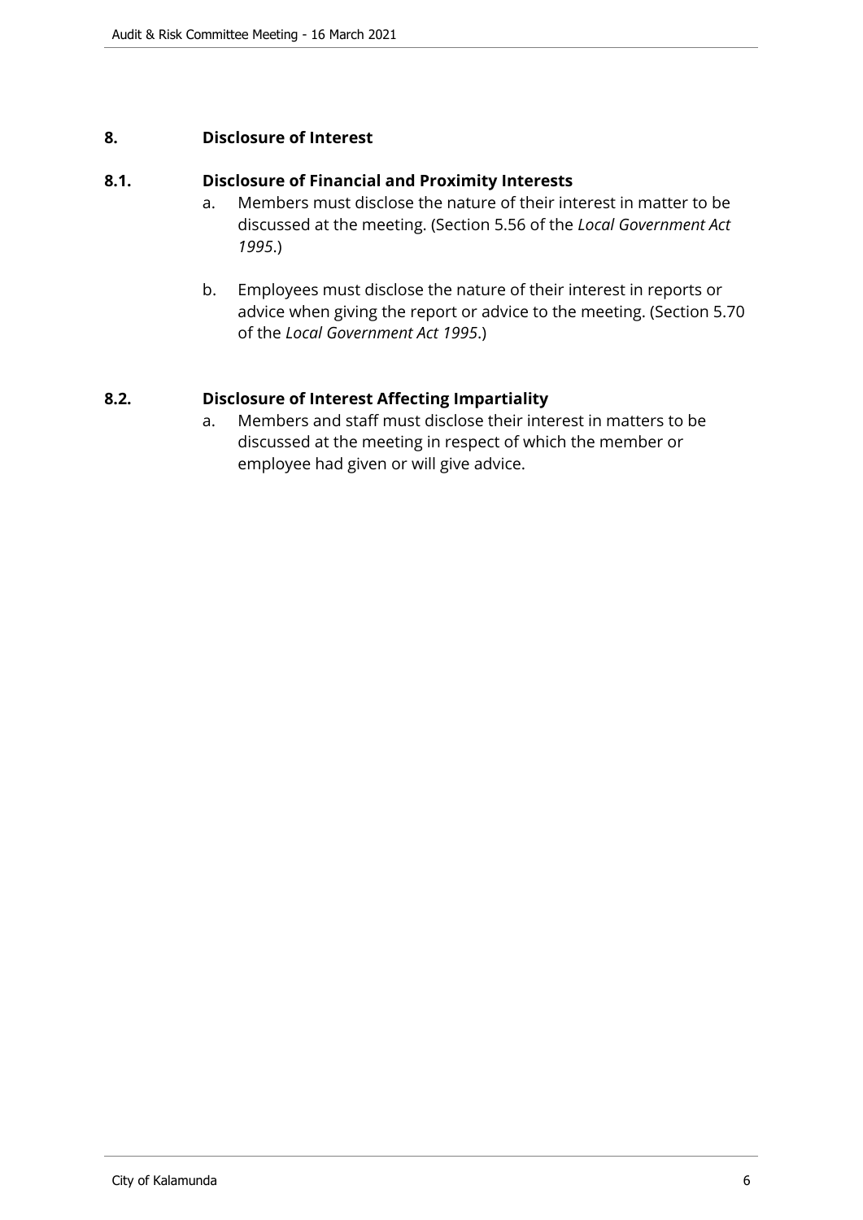## 8. Disclosure of Interest

### 8.1. Disclosure of Financial and Proximity Interests

a. Members must disclose the nature of their interest in matter to be discussed at the meeting. (Section 5.56 of the *Local Government Act 1995*.)

b. Employees must disclose the nature of their interest in reports or advice when giving the report or advice to the meeting. (Section 5.70 of the *Local Government Act 1995*.)

### 8.2. Disclosure of Interest Affecting Impartiality

a. Members and staff must disclose their interest in matters to be discussed at the meeting in respect of which the member or employee had given or will give advice.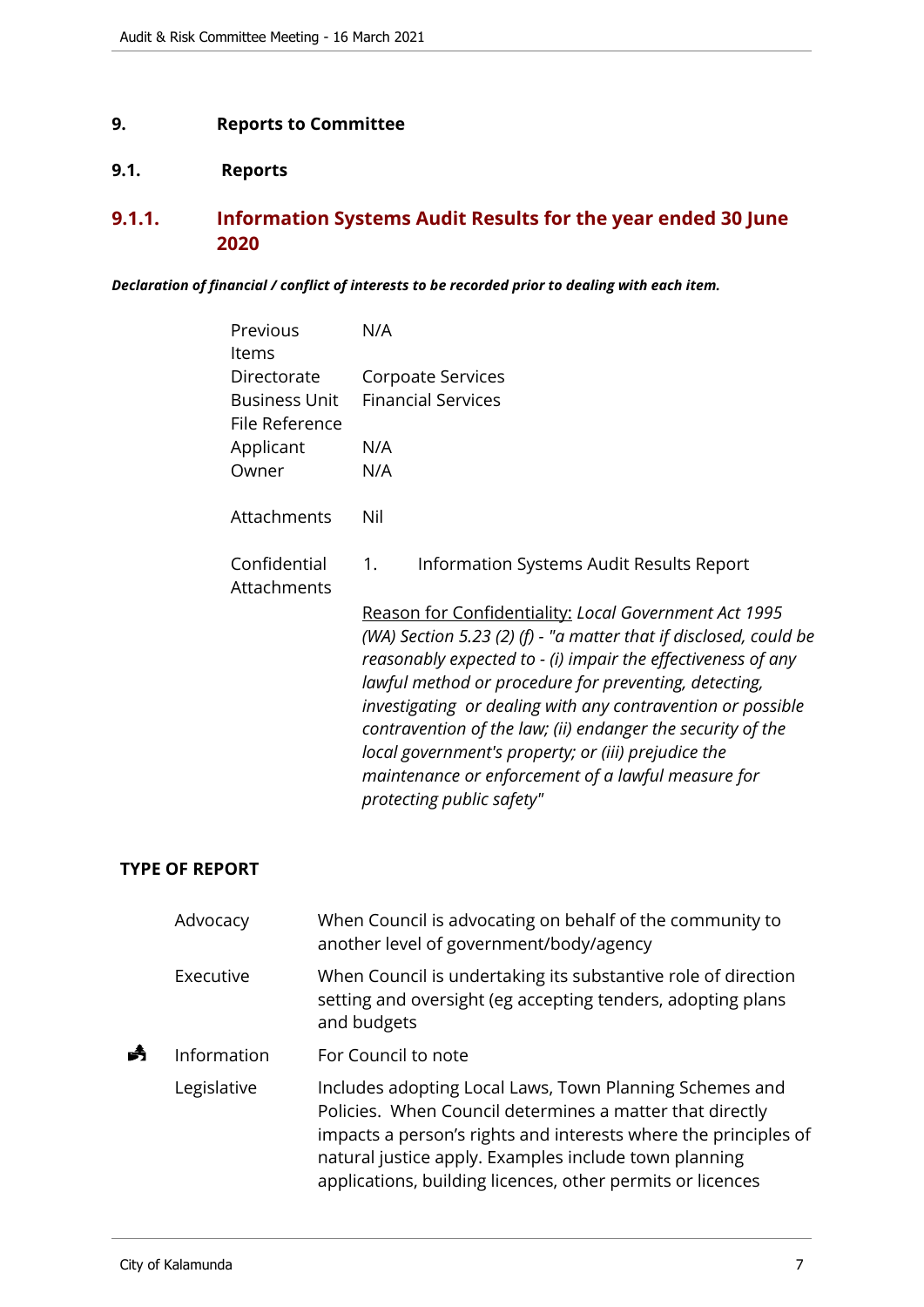## 9. Reports to Committee

### 9.1. Reports

### 9.1.1. Information Systems Audit Results for the year ended 30 June 2020

***Declaration of financial / conflict of interests to be recorded prior to dealing with each item.***

| | |
|---|---|
| Previous Items | N/A |
| Directorate | Corpoate Services |
| Business Unit | Financial Services |
| File Reference | |
| Applicant | N/A |
| Owner | N/A |
| Attachments | Nil |
| Confidential Attachments | 1. Information Systems Audit Results Report<br><br>Reason for Confidentiality: *Local Government Act 1995 (WA) Section 5.23 (2) (f) - "a matter that if disclosed, could be reasonably expected to - (i) impair the effectiveness of any lawful method or procedure for preventing, detecting, investigating or dealing with any contravention or possible contravention of the law; (ii) endanger the security of the local government's property; or (iii) prejudice the maintenance or enforcement of a lawful measure for protecting public safety"* |

**TYPE OF REPORT**

| | | |
|---|---|---|
| | Advocacy | When Council is advocating on behalf of the community to another level of government/body/agency |
| | Executive | When Council is undertaking its substantive role of direction setting and oversight (eg accepting tenders, adopting plans and budgets |
| ✓ | Information | For Council to note |
| | Legislative | Includes adopting Local Laws, Town Planning Schemes and Policies. When Council determines a matter that directly impacts a person's rights and interests where the principles of natural justice apply. Examples include town planning applications, building licences, other permits or licences |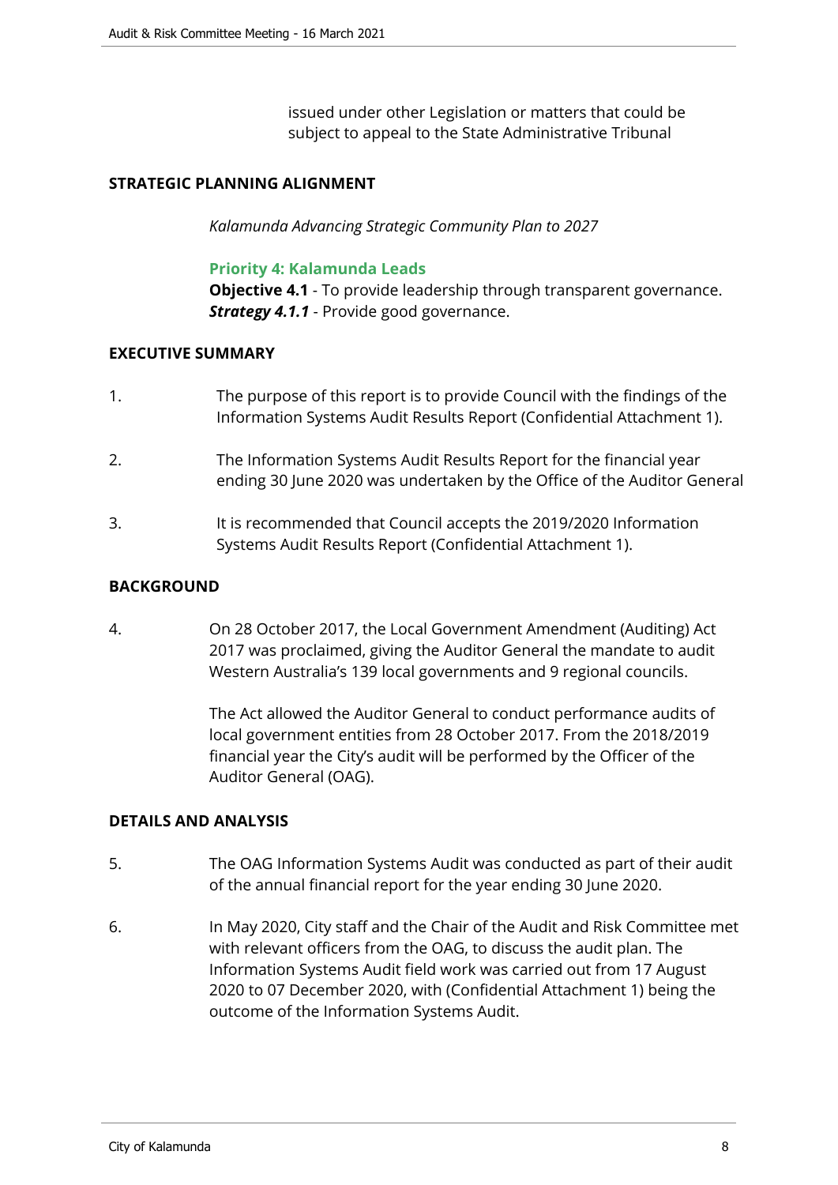issued under other Legislation or matters that could be subject to appeal to the State Administrative Tribunal

## STRATEGIC PLANNING ALIGNMENT

*Kalamunda Advancing Strategic Community Plan to 2027*

**Priority 4: Kalamunda Leads**
**Objective 4.1** - To provide leadership through transparent governance.
***Strategy 4.1.1*** - Provide good governance.

## EXECUTIVE SUMMARY

1. The purpose of this report is to provide Council with the findings of the Information Systems Audit Results Report (Confidential Attachment 1).

2. The Information Systems Audit Results Report for the financial year ending 30 June 2020 was undertaken by the Office of the Auditor General

3. It is recommended that Council accepts the 2019/2020 Information Systems Audit Results Report (Confidential Attachment 1).

## BACKGROUND

4. On 28 October 2017, the Local Government Amendment (Auditing) Act 2017 was proclaimed, giving the Auditor General the mandate to audit Western Australia's 139 local governments and 9 regional councils.

   The Act allowed the Auditor General to conduct performance audits of local government entities from 28 October 2017. From the 2018/2019 financial year the City's audit will be performed by the Officer of the Auditor General (OAG).

## DETAILS AND ANALYSIS

5. The OAG Information Systems Audit was conducted as part of their audit of the annual financial report for the year ending 30 June 2020.

6. In May 2020, City staff and the Chair of the Audit and Risk Committee met with relevant officers from the OAG, to discuss the audit plan. The Information Systems Audit field work was carried out from 17 August 2020 to 07 December 2020, with (Confidential Attachment 1) being the outcome of the Information Systems Audit.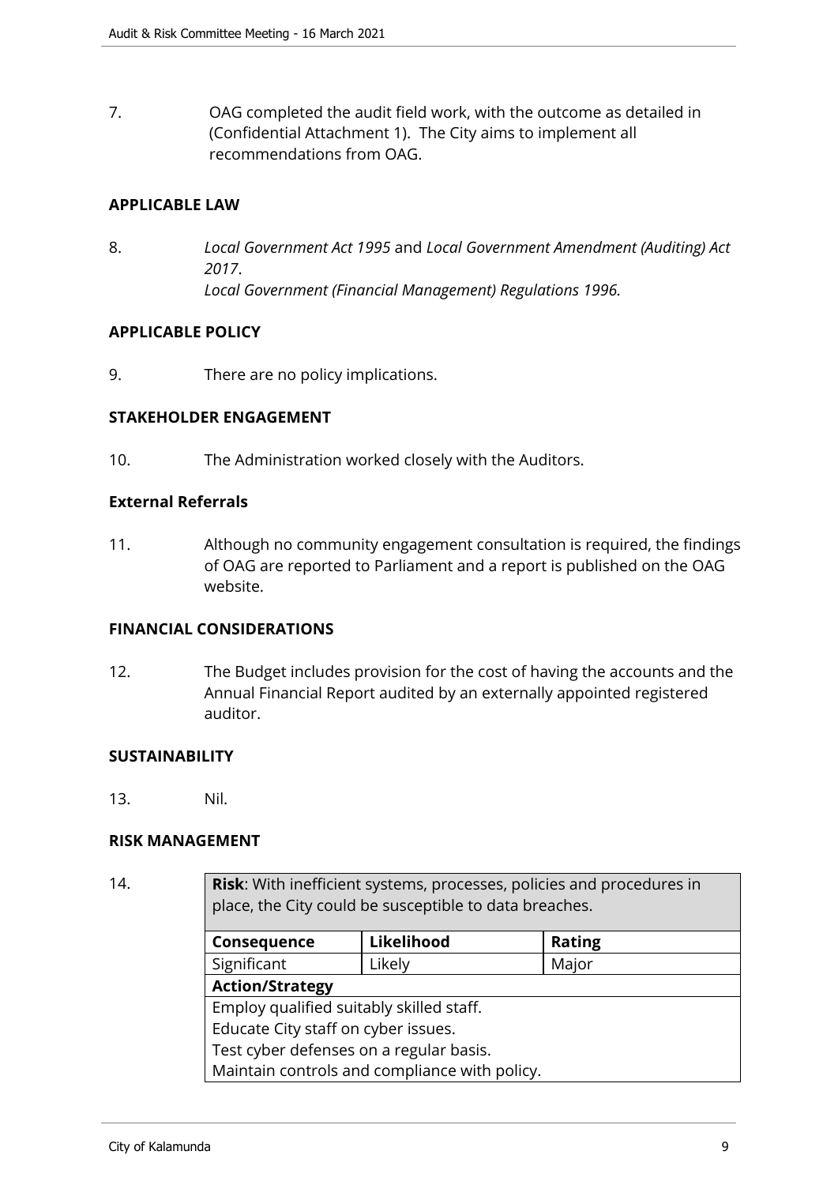7. OAG completed the audit field work, with the outcome as detailed in (Confidential Attachment 1). The City aims to implement all recommendations from OAG.

## APPLICABLE LAW

8. *Local Government Act 1995* and *Local Government Amendment (Auditing) Act 2017*.
*Local Government (Financial Management) Regulations 1996.*

## APPLICABLE POLICY

9. There are no policy implications.

## STAKEHOLDER ENGAGEMENT

10. The Administration worked closely with the Auditors.

### External Referrals

11. Although no community engagement consultation is required, the findings of OAG are reported to Parliament and a report is published on the OAG website.

## FINANCIAL CONSIDERATIONS

12. The Budget includes provision for the cost of having the accounts and the Annual Financial Report audited by an externally appointed registered auditor.

## SUSTAINABILITY

13. Nil.

## RISK MANAGEMENT

14.

| **Risk**: With inefficient systems, processes, policies and procedures in place, the City could be susceptible to data breaches. | | |
|---|---|---|
| **Consequence** | **Likelihood** | **Rating** |
| Significant | Likely | Major |
| **Action/Strategy** | | |
| Employ qualified suitably skilled staff.<br>Educate City staff on cyber issues.<br>Test cyber defenses on a regular basis.<br>Maintain controls and compliance with policy. | | |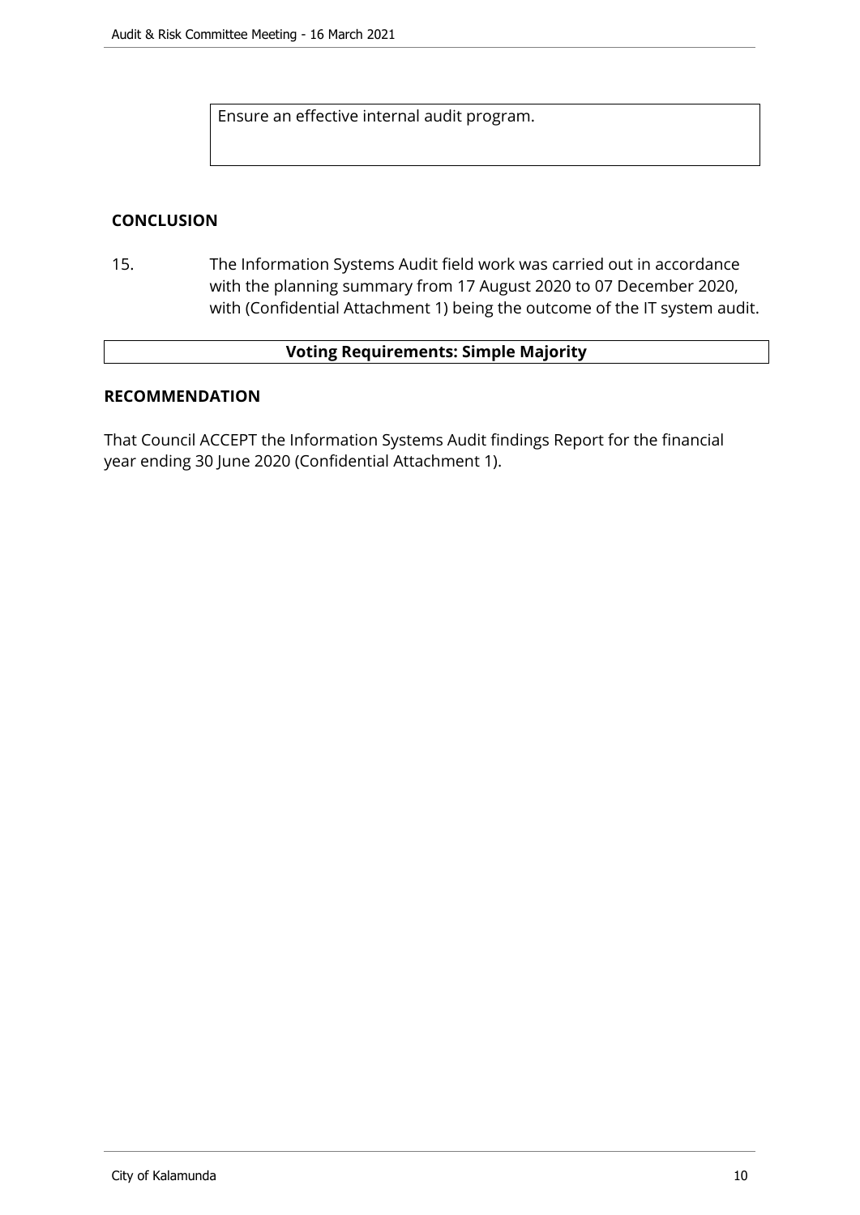| |
|---|
| Ensure an effective internal audit program. |

## CONCLUSION

15. The Information Systems Audit field work was carried out in accordance with the planning summary from 17 August 2020 to 07 December 2020, with (Confidential Attachment 1) being the outcome of the IT system audit.

| Voting Requirements: Simple Majority |
|---|

## RECOMMENDATION

That Council ACCEPT the Information Systems Audit findings Report for the financial year ending 30 June 2020 (Confidential Attachment 1).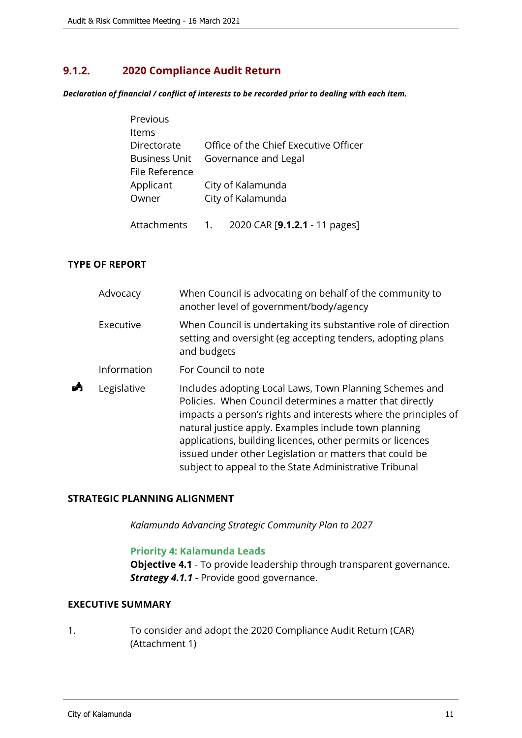## 9.1.2. 2020 Compliance Audit Return

***Declaration of financial / conflict of interests to be recorded prior to dealing with each item.***

| | |
|---|---|
| Previous Items | |
| Directorate | Office of the Chief Executive Officer |
| Business Unit | Governance and Legal |
| File Reference | |
| Applicant | City of Kalamunda |
| Owner | City of Kalamunda |
| Attachments | 1. 2020 CAR [**9.1.2.1** - 11 pages] |

### TYPE OF REPORT

| | | |
|---|---|---|
| | Advocacy | When Council is advocating on behalf of the community to another level of government/body/agency |
| | Executive | When Council is undertaking its substantive role of direction setting and oversight (eg accepting tenders, adopting plans and budgets |
| | Information | For Council to note |
| ✓ | Legislative | Includes adopting Local Laws, Town Planning Schemes and Policies. When Council determines a matter that directly impacts a person's rights and interests where the principles of natural justice apply. Examples include town planning applications, building licences, other permits or licences issued under other Legislation or matters that could be subject to appeal to the State Administrative Tribunal |

### STRATEGIC PLANNING ALIGNMENT

*Kalamunda Advancing Strategic Community Plan to 2027*

**Priority 4: Kalamunda Leads**
**Objective 4.1** - To provide leadership through transparent governance.
***Strategy 4.1.1*** - Provide good governance.

### EXECUTIVE SUMMARY

1. To consider and adopt the 2020 Compliance Audit Return (CAR) (Attachment 1)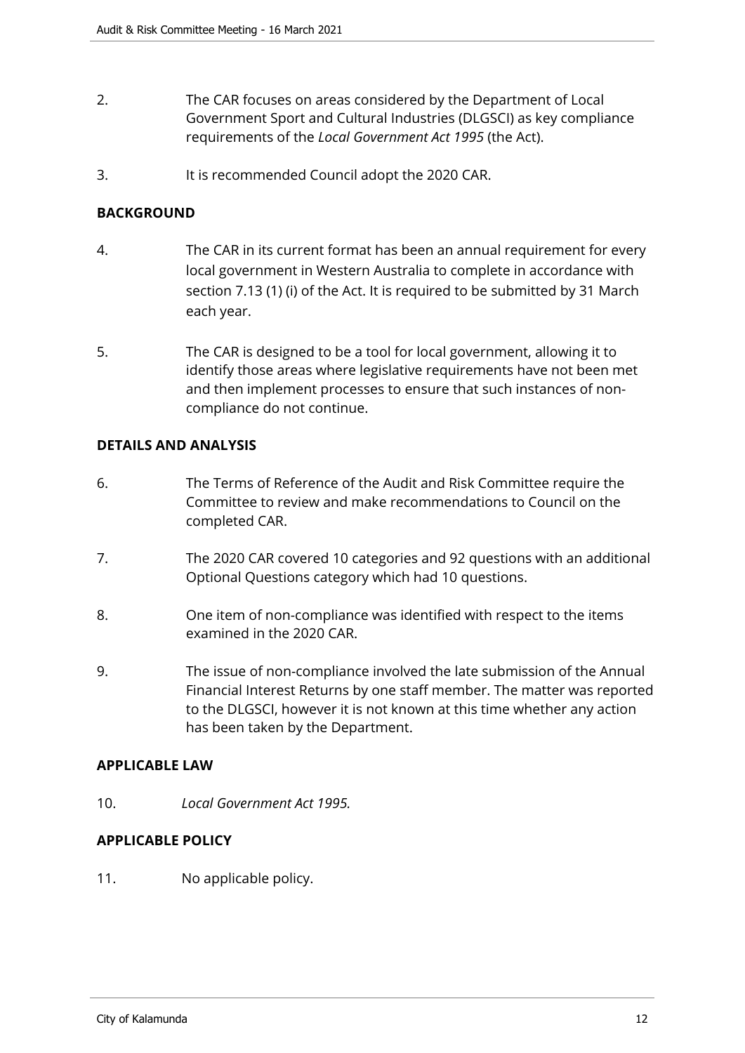2. The CAR focuses on areas considered by the Department of Local Government Sport and Cultural Industries (DLGSCI) as key compliance requirements of the *Local Government Act 1995* (the Act).

3. It is recommended Council adopt the 2020 CAR.

**BACKGROUND**

4. The CAR in its current format has been an annual requirement for every local government in Western Australia to complete in accordance with section 7.13 (1) (i) of the Act. It is required to be submitted by 31 March each year.

5. The CAR is designed to be a tool for local government, allowing it to identify those areas where legislative requirements have not been met and then implement processes to ensure that such instances of non-compliance do not continue.

**DETAILS AND ANALYSIS**

6. The Terms of Reference of the Audit and Risk Committee require the Committee to review and make recommendations to Council on the completed CAR.

7. The 2020 CAR covered 10 categories and 92 questions with an additional Optional Questions category which had 10 questions.

8. One item of non-compliance was identified with respect to the items examined in the 2020 CAR.

9. The issue of non-compliance involved the late submission of the Annual Financial Interest Returns by one staff member. The matter was reported to the DLGSCI, however it is not known at this time whether any action has been taken by the Department.

**APPLICABLE LAW**

10. *Local Government Act 1995.*

**APPLICABLE POLICY**

11. No applicable policy.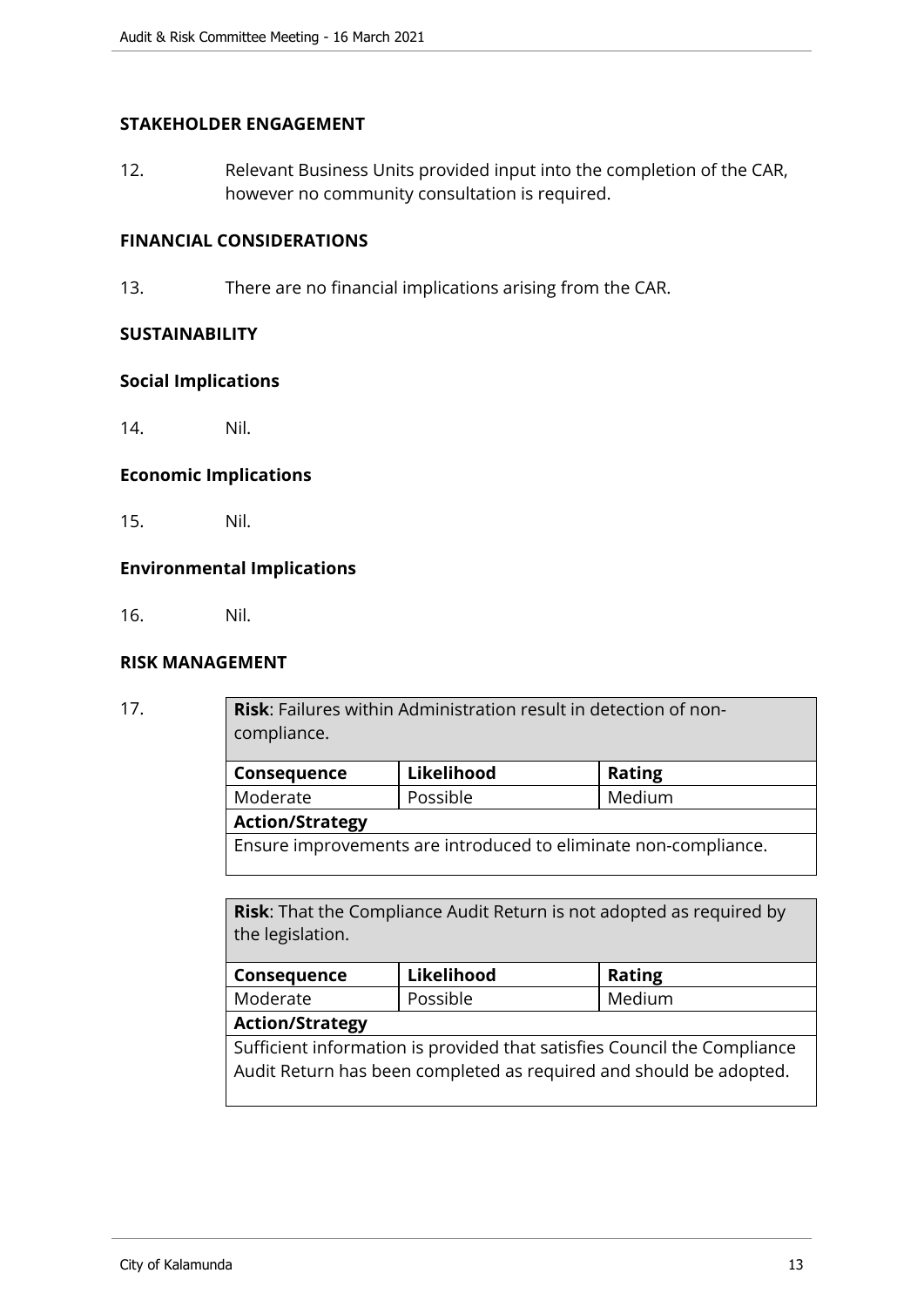## STAKEHOLDER ENGAGEMENT

12. Relevant Business Units provided input into the completion of the CAR, however no community consultation is required.

## FINANCIAL CONSIDERATIONS

13. There are no financial implications arising from the CAR.

## SUSTAINABILITY

### Social Implications

14. Nil.

### Economic Implications

15. Nil.

### Environmental Implications

16. Nil.

## RISK MANAGEMENT

17.

| **Risk**: Failures within Administration result in detection of non-compliance. | | |
|---|---|---|
| **Consequence** | **Likelihood** | **Rating** |
| Moderate | Possible | Medium |
| **Action/Strategy** | | |
| Ensure improvements are introduced to eliminate non-compliance. | | |

| **Risk**: That the Compliance Audit Return is not adopted as required by the legislation. | | |
|---|---|---|
| **Consequence** | **Likelihood** | **Rating** |
| Moderate | Possible | Medium |
| **Action/Strategy** | | |
| Sufficient information is provided that satisfies Council the Compliance Audit Return has been completed as required and should be adopted. | | |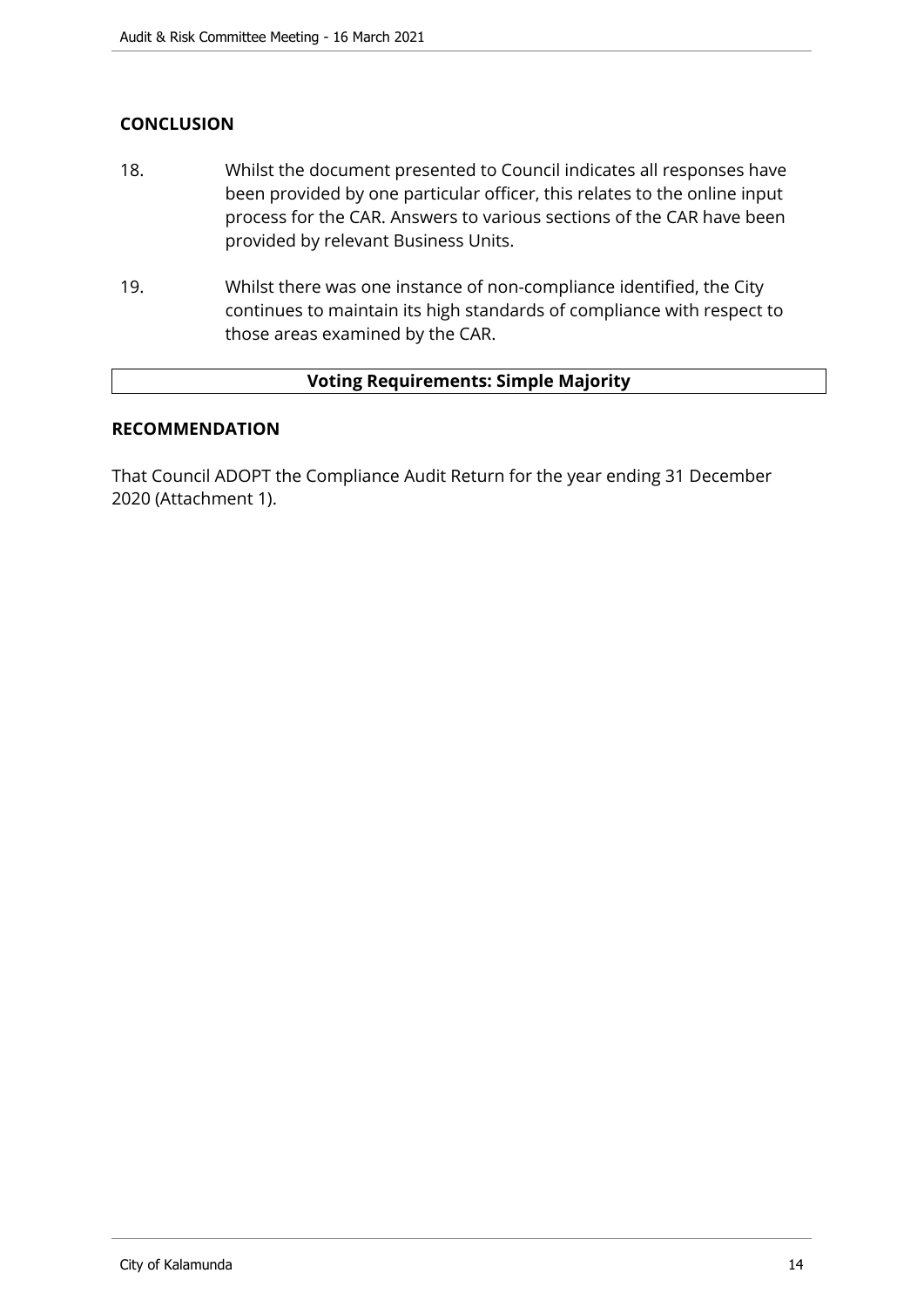## CONCLUSION

18. Whilst the document presented to Council indicates all responses have been provided by one particular officer, this relates to the online input process for the CAR. Answers to various sections of the CAR have been provided by relevant Business Units.

19. Whilst there was one instance of non-compliance identified, the City continues to maintain its high standards of compliance with respect to those areas examined by the CAR.

| **Voting Requirements: Simple Majority** |
| --- |

## RECOMMENDATION

That Council ADOPT the Compliance Audit Return for the year ending 31 December 2020 (Attachment 1).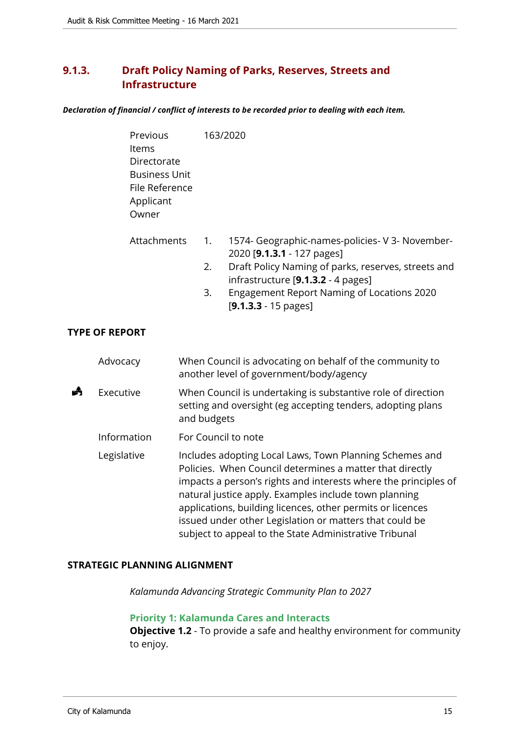## 9.1.3. Draft Policy Naming of Parks, Reserves, Streets and Infrastructure

***Declaration of financial / conflict of interests to be recorded prior to dealing with each item.***

| | |
|---|---|
| Previous Items | 163/2020 |
| Directorate | |
| Business Unit | |
| File Reference | |
| Applicant | |
| Owner | |

Attachments

1. 1574- Geographic-names-policies- V 3- November-2020 [**9.1.3.1** - 127 pages]
2. Draft Policy Naming of parks, reserves, streets and infrastructure [**9.1.3.2** - 4 pages]
3. Engagement Report Naming of Locations 2020 [**9.1.3.3** - 15 pages]

**TYPE OF REPORT**

| | | |
|---|---|---|
| | Advocacy | When Council is advocating on behalf of the community to another level of government/body/agency |
| ✓ | Executive | When Council is undertaking is substantive role of direction setting and oversight (eg accepting tenders, adopting plans and budgets |
| | Information | For Council to note |
| | Legislative | Includes adopting Local Laws, Town Planning Schemes and Policies. When Council determines a matter that directly impacts a person's rights and interests where the principles of natural justice apply. Examples include town planning applications, building licences, other permits or licences issued under other Legislation or matters that could be subject to appeal to the State Administrative Tribunal |

**STRATEGIC PLANNING ALIGNMENT**

*Kalamunda Advancing Strategic Community Plan to 2027*

**Priority 1: Kalamunda Cares and Interacts**
**Objective 1.2** - To provide a safe and healthy environment for community to enjoy.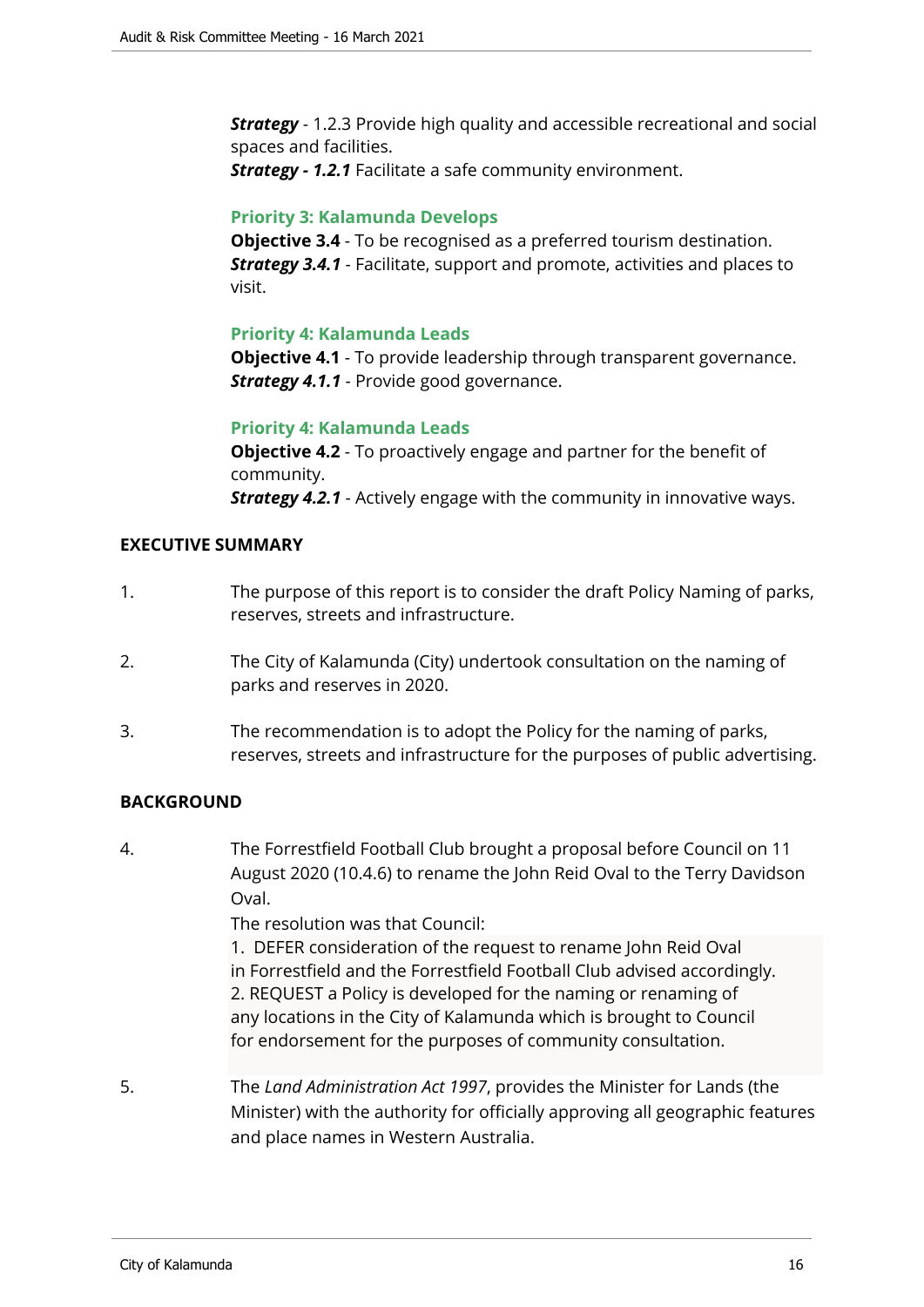***Strategy*** - 1.2.3 Provide high quality and accessible recreational and social spaces and facilities.
***Strategy - 1.2.1*** Facilitate a safe community environment.

**Priority 3: Kalamunda Develops**
**Objective 3.4** - To be recognised as a preferred tourism destination.
***Strategy 3.4.1*** - Facilitate, support and promote, activities and places to visit.

**Priority 4: Kalamunda Leads**
**Objective 4.1** - To provide leadership through transparent governance.
***Strategy 4.1.1*** - Provide good governance.

**Priority 4: Kalamunda Leads**
**Objective 4.2** - To proactively engage and partner for the benefit of community.
***Strategy 4.2.1*** - Actively engage with the community in innovative ways.

## EXECUTIVE SUMMARY

1. The purpose of this report is to consider the draft Policy Naming of parks, reserves, streets and infrastructure.

2. The City of Kalamunda (City) undertook consultation on the naming of parks and reserves in 2020.

3. The recommendation is to adopt the Policy for the naming of parks, reserves, streets and infrastructure for the purposes of public advertising.

## BACKGROUND

4. The Forrestfield Football Club brought a proposal before Council on 11 August 2020 (10.4.6) to rename the John Reid Oval to the Terry Davidson Oval.
   The resolution was that Council:
   1. DEFER consideration of the request to rename John Reid Oval in Forrestfield and the Forrestfield Football Club advised accordingly.
   2. REQUEST a Policy is developed for the naming or renaming of any locations in the City of Kalamunda which is brought to Council for endorsement for the purposes of community consultation.

5. The *Land Administration Act 1997*, provides the Minister for Lands (the Minister) with the authority for officially approving all geographic features and place names in Western Australia.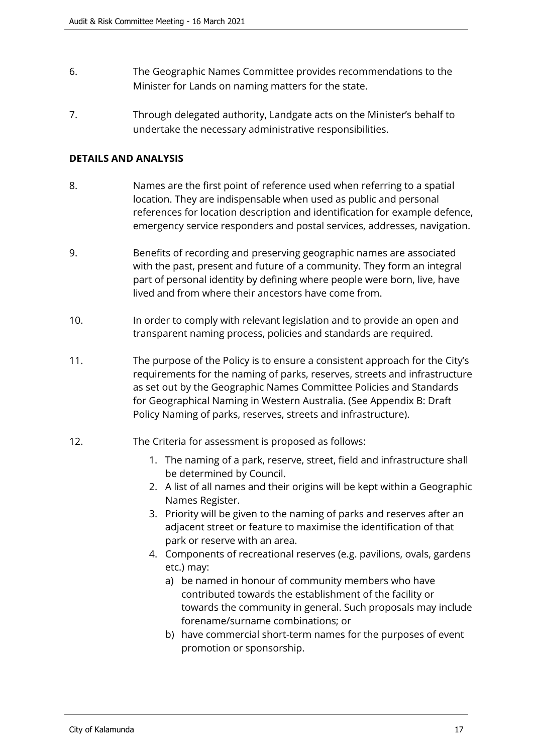6. The Geographic Names Committee provides recommendations to the Minister for Lands on naming matters for the state.

7. Through delegated authority, Landgate acts on the Minister's behalf to undertake the necessary administrative responsibilities.

**DETAILS AND ANALYSIS**

8. Names are the first point of reference used when referring to a spatial location. They are indispensable when used as public and personal references for location description and identification for example defence, emergency service responders and postal services, addresses, navigation.

9. Benefits of recording and preserving geographic names are associated with the past, present and future of a community. They form an integral part of personal identity by defining where people were born, live, have lived and from where their ancestors have come from.

10. In order to comply with relevant legislation and to provide an open and transparent naming process, policies and standards are required.

11. The purpose of the Policy is to ensure a consistent approach for the City's requirements for the naming of parks, reserves, streets and infrastructure as set out by the Geographic Names Committee Policies and Standards for Geographical Naming in Western Australia. (See Appendix B: Draft Policy Naming of parks, reserves, streets and infrastructure).

12. The Criteria for assessment is proposed as follows:

    1. The naming of a park, reserve, street, field and infrastructure shall be determined by Council.
    2. A list of all names and their origins will be kept within a Geographic Names Register.
    3. Priority will be given to the naming of parks and reserves after an adjacent street or feature to maximise the identification of that park or reserve with an area.
    4. Components of recreational reserves (e.g. pavilions, ovals, gardens etc.) may:
        a) be named in honour of community members who have contributed towards the establishment of the facility or towards the community in general. Such proposals may include forename/surname combinations; or
        b) have commercial short-term names for the purposes of event promotion or sponsorship.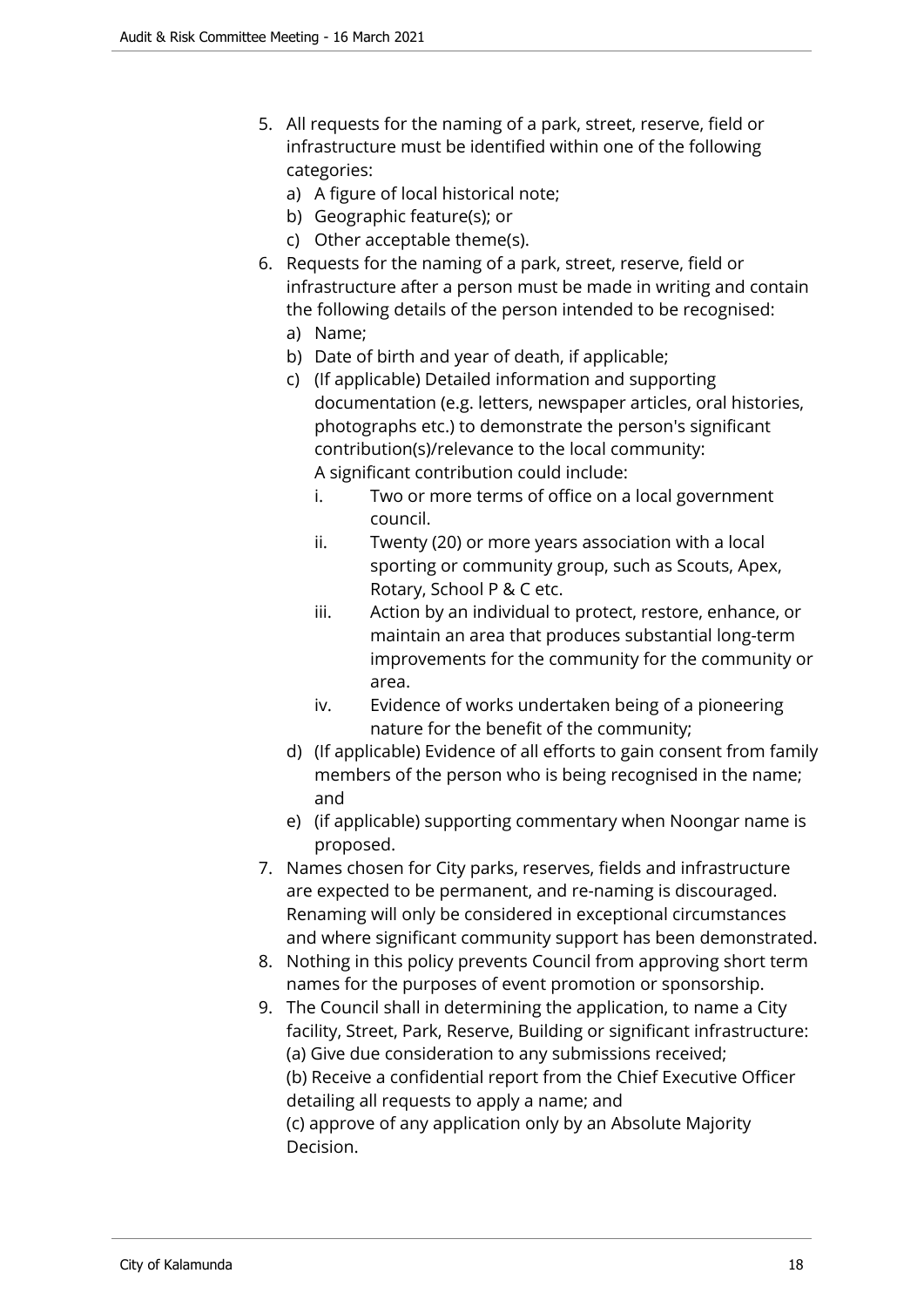5. All requests for the naming of a park, street, reserve, field or infrastructure must be identified within one of the following categories:
    a) A figure of local historical note;
    b) Geographic feature(s); or
    c) Other acceptable theme(s).
6. Requests for the naming of a park, street, reserve, field or infrastructure after a person must be made in writing and contain the following details of the person intended to be recognised:
    a) Name;
    b) Date of birth and year of death, if applicable;
    c) (If applicable) Detailed information and supporting documentation (e.g. letters, newspaper articles, oral histories, photographs etc.) to demonstrate the person's significant contribution(s)/relevance to the local community:
       A significant contribution could include:
        i. Two or more terms of office on a local government council.
        ii. Twenty (20) or more years association with a local sporting or community group, such as Scouts, Apex, Rotary, School P & C etc.
        iii. Action by an individual to protect, restore, enhance, or maintain an area that produces substantial long-term improvements for the community for the community or area.
        iv. Evidence of works undertaken being of a pioneering nature for the benefit of the community;
    d) (If applicable) Evidence of all efforts to gain consent from family members of the person who is being recognised in the name; and
    e) (if applicable) supporting commentary when Noongar name is proposed.
7. Names chosen for City parks, reserves, fields and infrastructure are expected to be permanent, and re-naming is discouraged. Renaming will only be considered in exceptional circumstances and where significant community support has been demonstrated.
8. Nothing in this policy prevents Council from approving short term names for the purposes of event promotion or sponsorship.
9. The Council shall in determining the application, to name a City facility, Street, Park, Reserve, Building or significant infrastructure:
   (a) Give due consideration to any submissions received;
   (b) Receive a confidential report from the Chief Executive Officer detailing all requests to apply a name; and
   (c) approve of any application only by an Absolute Majority Decision.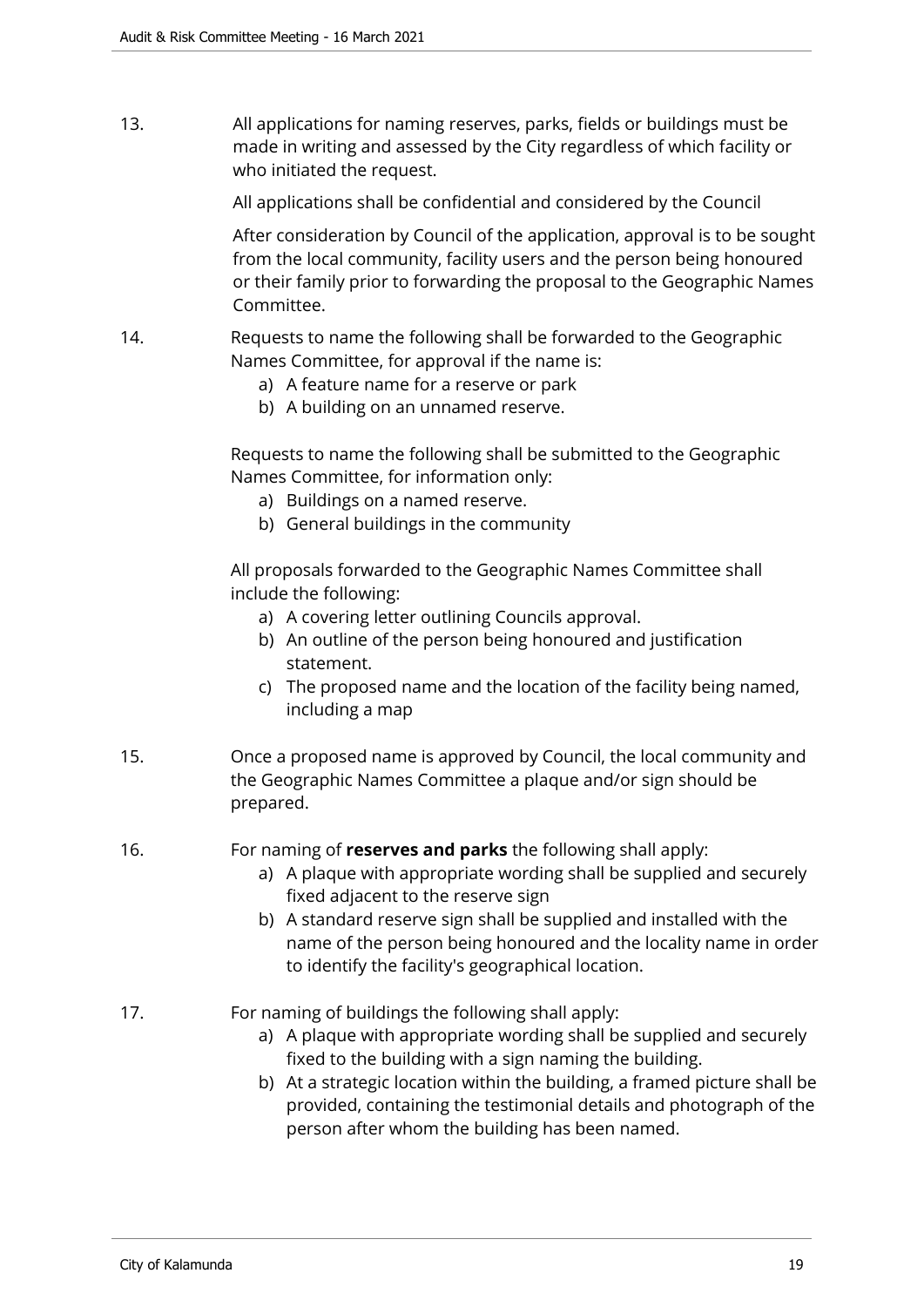13. All applications for naming reserves, parks, fields or buildings must be made in writing and assessed by the City regardless of which facility or who initiated the request.

    All applications shall be confidential and considered by the Council

    After consideration by Council of the application, approval is to be sought from the local community, facility users and the person being honoured or their family prior to forwarding the proposal to the Geographic Names Committee.

14. Requests to name the following shall be forwarded to the Geographic Names Committee, for approval if the name is:
    a) A feature name for a reserve or park
    b) A building on an unnamed reserve.

    Requests to name the following shall be submitted to the Geographic Names Committee, for information only:
    a) Buildings on a named reserve.
    b) General buildings in the community

    All proposals forwarded to the Geographic Names Committee shall include the following:
    a) A covering letter outlining Councils approval.
    b) An outline of the person being honoured and justification statement.
    c) The proposed name and the location of the facility being named, including a map

15. Once a proposed name is approved by Council, the local community and the Geographic Names Committee a plaque and/or sign should be prepared.

16. For naming of **reserves and parks** the following shall apply:
    a) A plaque with appropriate wording shall be supplied and securely fixed adjacent to the reserve sign
    b) A standard reserve sign shall be supplied and installed with the name of the person being honoured and the locality name in order to identify the facility's geographical location.

17. For naming of buildings the following shall apply:
    a) A plaque with appropriate wording shall be supplied and securely fixed to the building with a sign naming the building.
    b) At a strategic location within the building, a framed picture shall be provided, containing the testimonial details and photograph of the person after whom the building has been named.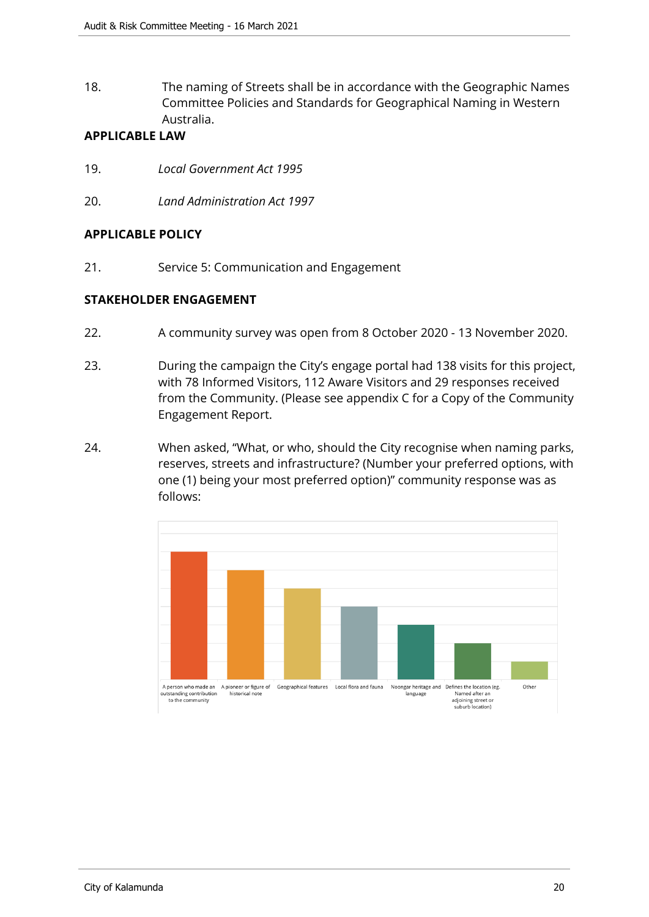18. The naming of Streets shall be in accordance with the Geographic Names Committee Policies and Standards for Geographical Naming in Western Australia.

**APPLICABLE LAW**

19. *Local Government Act 1995*

20. *Land Administration Act 1997*

**APPLICABLE POLICY**

21. Service 5: Communication and Engagement

**STAKEHOLDER ENGAGEMENT**

22. A community survey was open from 8 October 2020 - 13 November 2020.

23. During the campaign the City's engage portal had 138 visits for this project, with 78 Informed Visitors, 112 Aware Visitors and 29 responses received from the Community. (Please see appendix C for a Copy of the Community Engagement Report.

24. When asked, "What, or who, should the City recognise when naming parks, reserves, streets and infrastructure? (Number your preferred options, with one (1) being your most preferred option)" community response was as follows:

A person who made an outstanding contribution to the community

A pioneer or figure of historical note

Geographical features

Local flora and fauna

Noongar heritage and language

Defines the location (eg. Named after an adjoining street or suburb location)

Other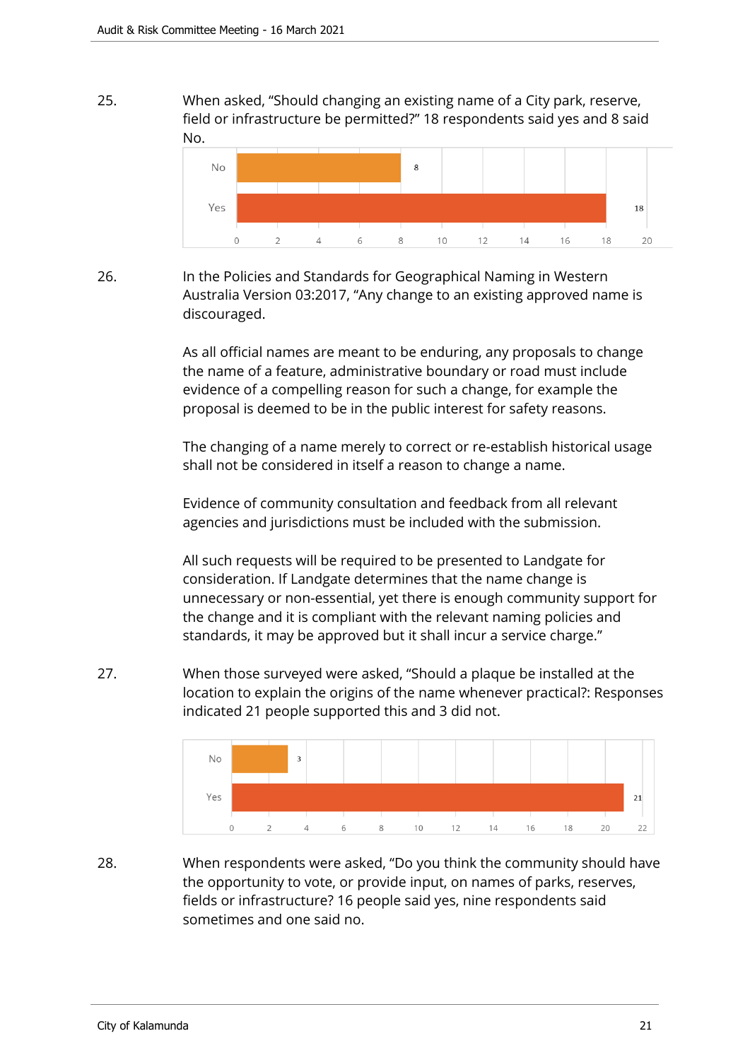25. When asked, "Should changing an existing name of a City park, reserve, field or infrastructure be permitted?" 18 respondents said yes and 8 said No.

No
8
Yes
18
0 2 4 6 8 10 12 14 16 18 20

26. In the Policies and Standards for Geographical Naming in Western Australia Version 03:2017, "Any change to an existing approved name is discouraged.

As all official names are meant to be enduring, any proposals to change the name of a feature, administrative boundary or road must include evidence of a compelling reason for such a change, for example the proposal is deemed to be in the public interest for safety reasons.

The changing of a name merely to correct or re-establish historical usage shall not be considered in itself a reason to change a name.

Evidence of community consultation and feedback from all relevant agencies and jurisdictions must be included with the submission.

All such requests will be required to be presented to Landgate for consideration. If Landgate determines that the name change is unnecessary or non-essential, yet there is enough community support for the change and it is compliant with the relevant naming policies and standards, it may be approved but it shall incur a service charge."

27. When those surveyed were asked, "Should a plaque be installed at the location to explain the origins of the name whenever practical?: Responses indicated 21 people supported this and 3 did not.

No
3
Yes
21
0 2 4 6 8 10 12 14 16 18 20 22

28. When respondents were asked, "Do you think the community should have the opportunity to vote, or provide input, on names of parks, reserves, fields or infrastructure? 16 people said yes, nine respondents said sometimes and one said no.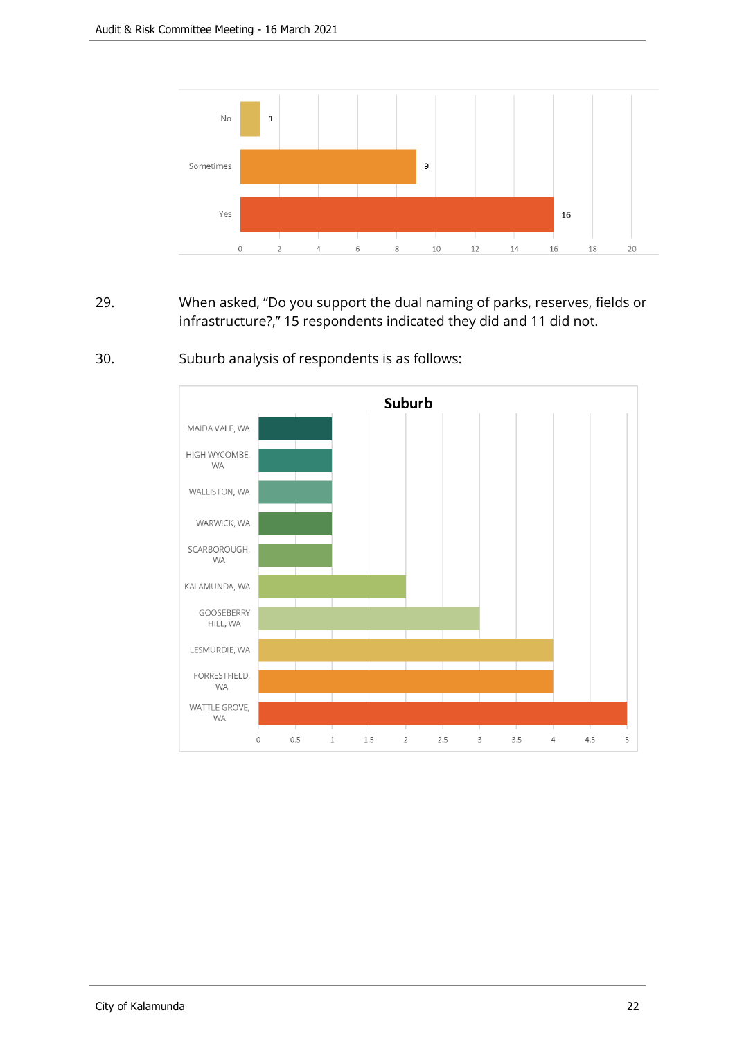No

1

Sometimes

9

Yes

16

0 2 4 6 8 10 12 14 16 18 20

29. When asked, "Do you support the dual naming of parks, reserves, fields or infrastructure?," 15 respondents indicated they did and 11 did not.

30. Suburb analysis of respondents is as follows:

**Suburb**

MAIDA VALE, WA

HIGH WYCOMBE, WA

WALLISTON, WA

WARWICK, WA

SCARBOROUGH, WA

KALAMUNDA, WA

GOOSEBERRY HILL, WA

LESMURDIE, WA

FORRESTFIELD, WA

WATTLE GROVE, WA

0 0.5 1 1.5 2 2.5 3 3.5 4 4.5 5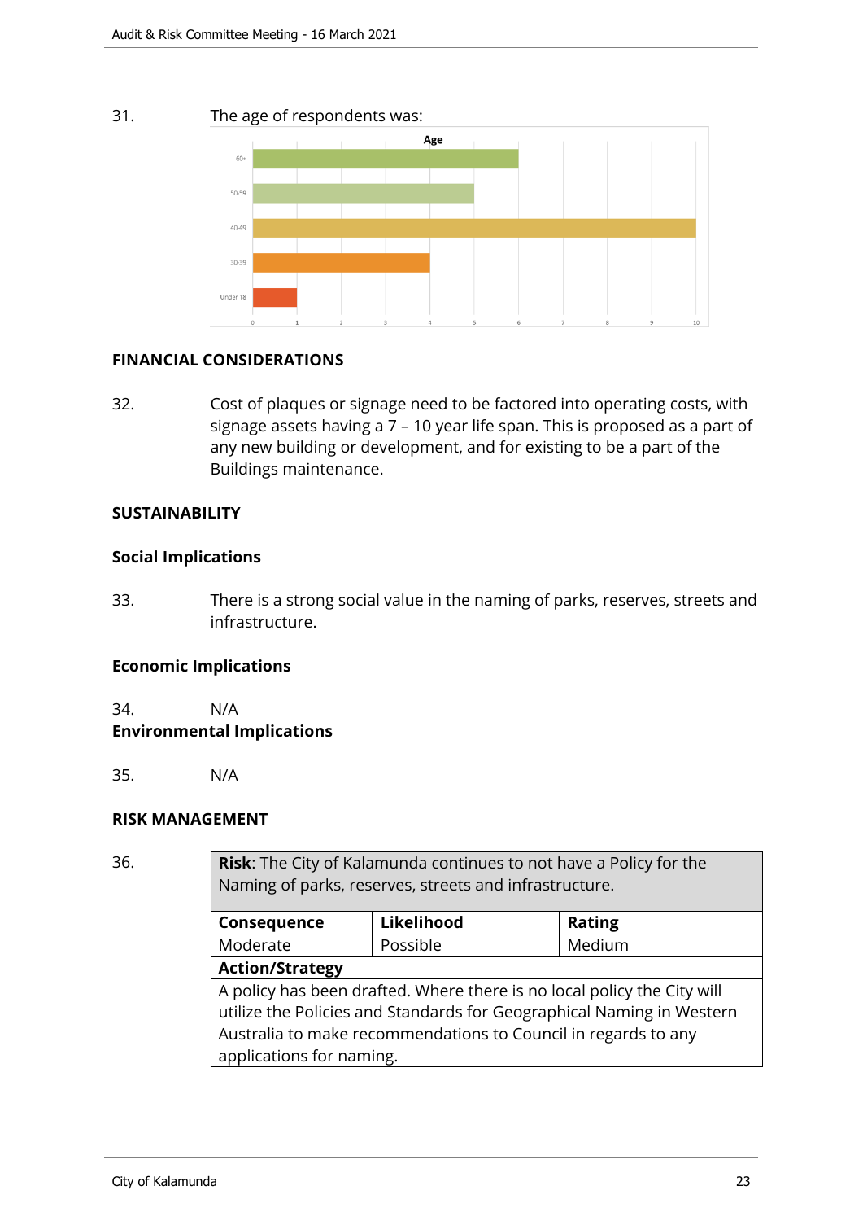31. The age of respondents was:

Age

60+

50-59

40-49

30-39

Under 18

0 1 2 3 4 5 6 7 8 9 10

## FINANCIAL CONSIDERATIONS

32. Cost of plaques or signage need to be factored into operating costs, with signage assets having a 7 – 10 year life span. This is proposed as a part of any new building or development, and for existing to be a part of the Buildings maintenance.

## SUSTAINABILITY

### Social Implications

33. There is a strong social value in the naming of parks, reserves, streets and infrastructure.

### Economic Implications

34. N/A

### Environmental Implications

35. N/A

## RISK MANAGEMENT

36.

| **Risk**: The City of Kalamunda continues to not have a Policy for the Naming of parks, reserves, streets and infrastructure. | | |
|---|---|---|
| **Consequence** | **Likelihood** | **Rating** |
| Moderate | Possible | Medium |
| **Action/Strategy** | | |
| A policy has been drafted. Where there is no local policy the City will utilize the Policies and Standards for Geographical Naming in Western Australia to make recommendations to Council in regards to any applications for naming. | | |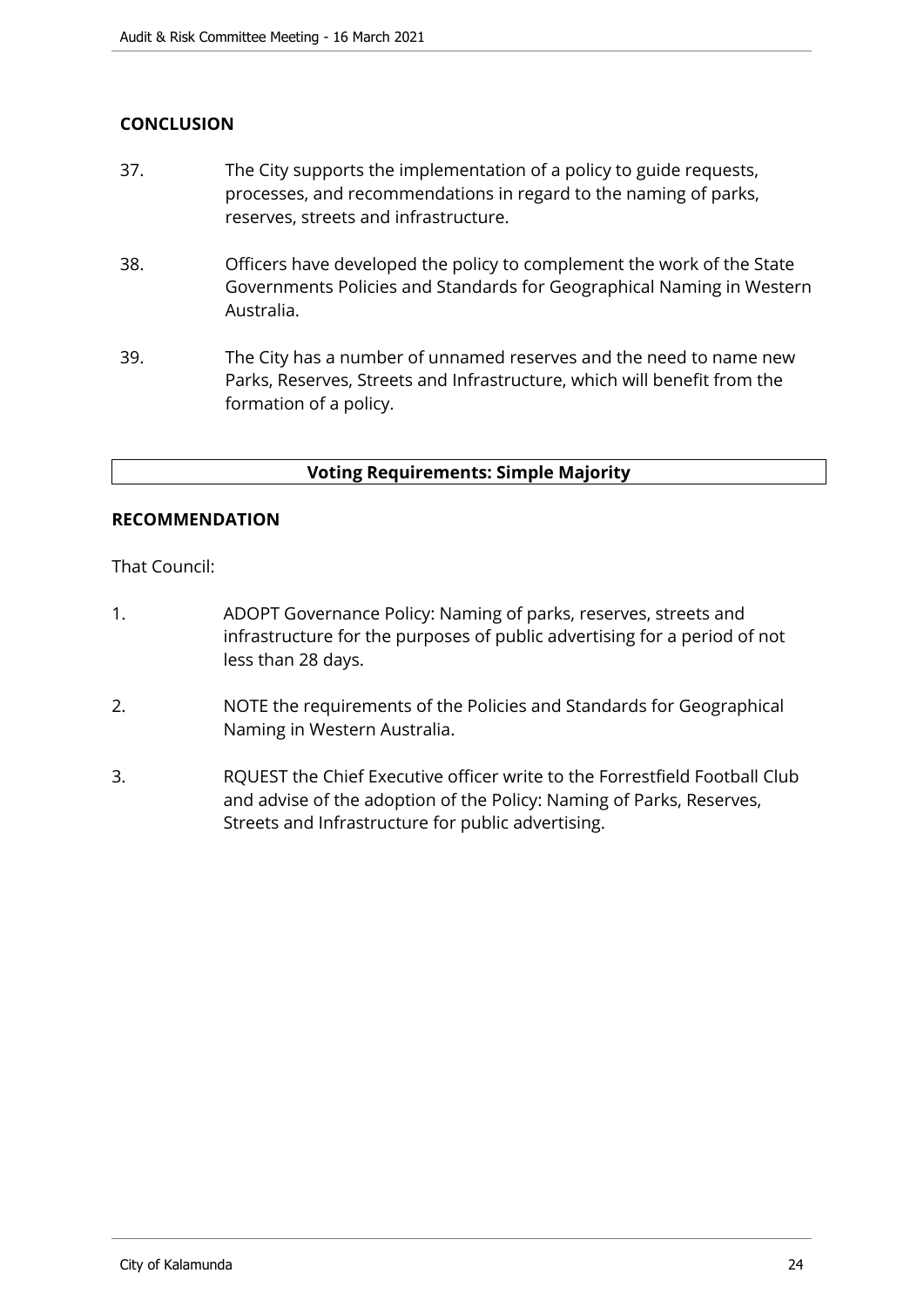## CONCLUSION

37. The City supports the implementation of a policy to guide requests, processes, and recommendations in regard to the naming of parks, reserves, streets and infrastructure.

38. Officers have developed the policy to complement the work of the State Governments Policies and Standards for Geographical Naming in Western Australia.

39. The City has a number of unnamed reserves and the need to name new Parks, Reserves, Streets and Infrastructure, which will benefit from the formation of a policy.

**Voting Requirements: Simple Majority**

## RECOMMENDATION

That Council:

1. ADOPT Governance Policy: Naming of parks, reserves, streets and infrastructure for the purposes of public advertising for a period of not less than 28 days.

2. NOTE the requirements of the Policies and Standards for Geographical Naming in Western Australia.

3. RQUEST the Chief Executive officer write to the Forrestfield Football Club and advise of the adoption of the Policy: Naming of Parks, Reserves, Streets and Infrastructure for public advertising.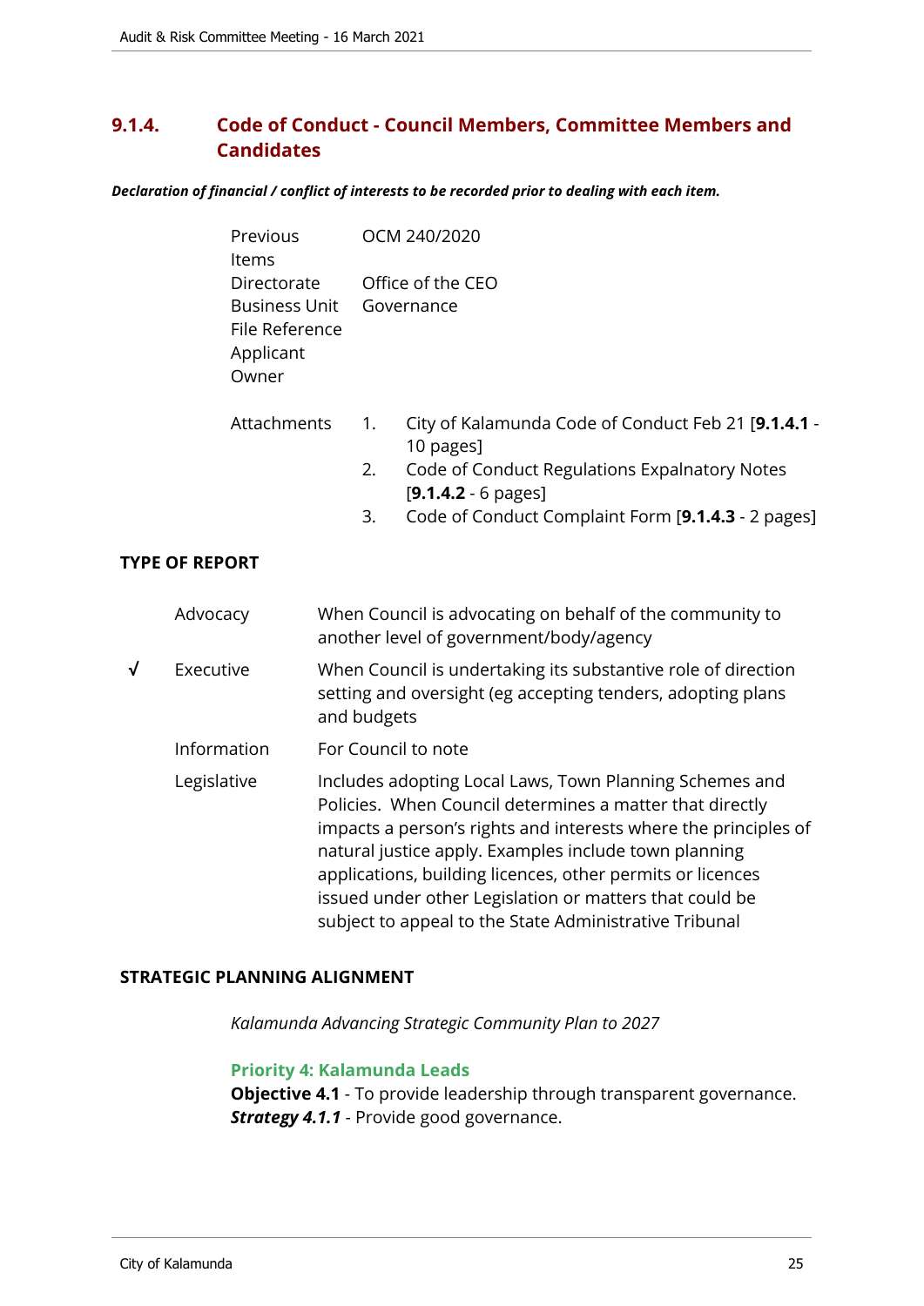## 9.1.4. Code of Conduct - Council Members, Committee Members and Candidates

***Declaration of financial / conflict of interests to be recorded prior to dealing with each item.***

| | |
|---|---|
| Previous Items | OCM 240/2020 |
| Directorate | Office of the CEO |
| Business Unit | Governance |
| File Reference | |
| Applicant | |
| Owner | |

Attachments

1. City of Kalamunda Code of Conduct Feb 21 [**9.1.4.1** - 10 pages]
2. Code of Conduct Regulations Expalnatory Notes [**9.1.4.2** - 6 pages]
3. Code of Conduct Complaint Form [**9.1.4.3** - 2 pages]

**TYPE OF REPORT**

| | | |
|---|---|---|
| | Advocacy | When Council is advocating on behalf of the community to another level of government/body/agency |
| √ | Executive | When Council is undertaking its substantive role of direction setting and oversight (eg accepting tenders, adopting plans and budgets |
| | Information | For Council to note |
| | Legislative | Includes adopting Local Laws, Town Planning Schemes and Policies. When Council determines a matter that directly impacts a person's rights and interests where the principles of natural justice apply. Examples include town planning applications, building licences, other permits or licences issued under other Legislation or matters that could be subject to appeal to the State Administrative Tribunal |

**STRATEGIC PLANNING ALIGNMENT**

*Kalamunda Advancing Strategic Community Plan to 2027*

**Priority 4: Kalamunda Leads**
**Objective 4.1** - To provide leadership through transparent governance.
***Strategy 4.1.1*** - Provide good governance.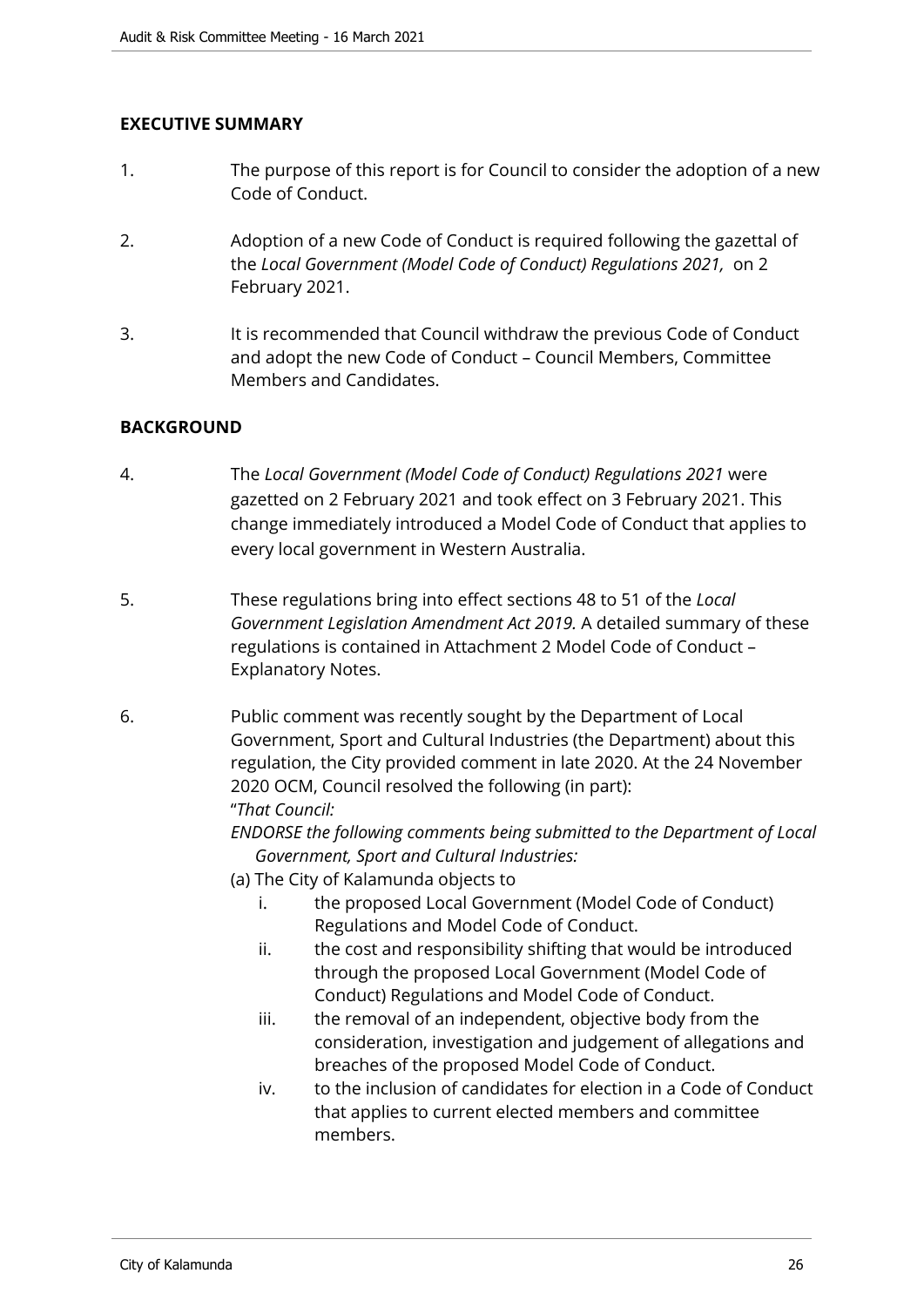## EXECUTIVE SUMMARY

1. The purpose of this report is for Council to consider the adoption of a new Code of Conduct.

2. Adoption of a new Code of Conduct is required following the gazettal of the *Local Government (Model Code of Conduct) Regulations 2021,* on 2 February 2021.

3. It is recommended that Council withdraw the previous Code of Conduct and adopt the new Code of Conduct – Council Members, Committee Members and Candidates.

## BACKGROUND

4. The *Local Government (Model Code of Conduct) Regulations 2021* were gazetted on 2 February 2021 and took effect on 3 February 2021. This change immediately introduced a Model Code of Conduct that applies to every local government in Western Australia.

5. These regulations bring into effect sections 48 to 51 of the *Local Government Legislation Amendment Act 2019.* A detailed summary of these regulations is contained in Attachment 2 Model Code of Conduct – Explanatory Notes.

6. Public comment was recently sought by the Department of Local Government, Sport and Cultural Industries (the Department) about this regulation, the City provided comment in late 2020. At the 24 November 2020 OCM, Council resolved the following (in part):
   "*That Council:*
   *ENDORSE the following comments being submitted to the Department of Local Government, Sport and Cultural Industries:*
   (a) The City of Kalamunda objects to
      i. the proposed Local Government (Model Code of Conduct) Regulations and Model Code of Conduct.
      ii. the cost and responsibility shifting that would be introduced through the proposed Local Government (Model Code of Conduct) Regulations and Model Code of Conduct.
      iii. the removal of an independent, objective body from the consideration, investigation and judgement of allegations and breaches of the proposed Model Code of Conduct.
      iv. to the inclusion of candidates for election in a Code of Conduct that applies to current elected members and committee members.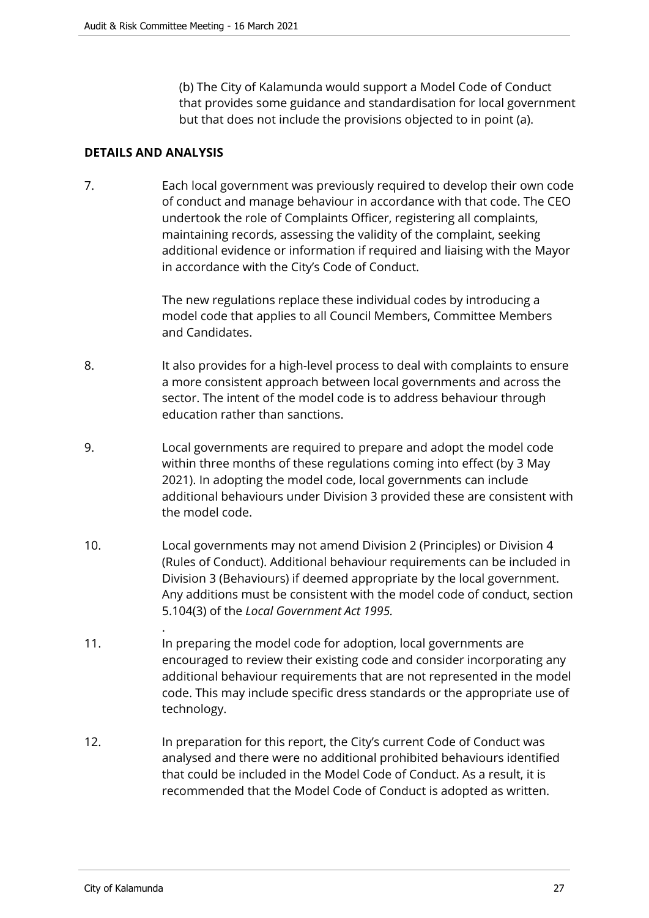(b) The City of Kalamunda would support a Model Code of Conduct that provides some guidance and standardisation for local government but that does not include the provisions objected to in point (a).

**DETAILS AND ANALYSIS**

7. Each local government was previously required to develop their own code of conduct and manage behaviour in accordance with that code. The CEO undertook the role of Complaints Officer, registering all complaints, maintaining records, assessing the validity of the complaint, seeking additional evidence or information if required and liaising with the Mayor in accordance with the City's Code of Conduct.

   The new regulations replace these individual codes by introducing a model code that applies to all Council Members, Committee Members and Candidates.

8. It also provides for a high-level process to deal with complaints to ensure a more consistent approach between local governments and across the sector. The intent of the model code is to address behaviour through education rather than sanctions.

9. Local governments are required to prepare and adopt the model code within three months of these regulations coming into effect (by 3 May 2021). In adopting the model code, local governments can include additional behaviours under Division 3 provided these are consistent with the model code.

10. Local governments may not amend Division 2 (Principles) or Division 4 (Rules of Conduct). Additional behaviour requirements can be included in Division 3 (Behaviours) if deemed appropriate by the local government. Any additions must be consistent with the model code of conduct, section 5.104(3) of the *Local Government Act 1995.*

11. In preparing the model code for adoption, local governments are encouraged to review their existing code and consider incorporating any additional behaviour requirements that are not represented in the model code. This may include specific dress standards or the appropriate use of technology.

12. In preparation for this report, the City's current Code of Conduct was analysed and there were no additional prohibited behaviours identified that could be included in the Model Code of Conduct. As a result, it is recommended that the Model Code of Conduct is adopted as written.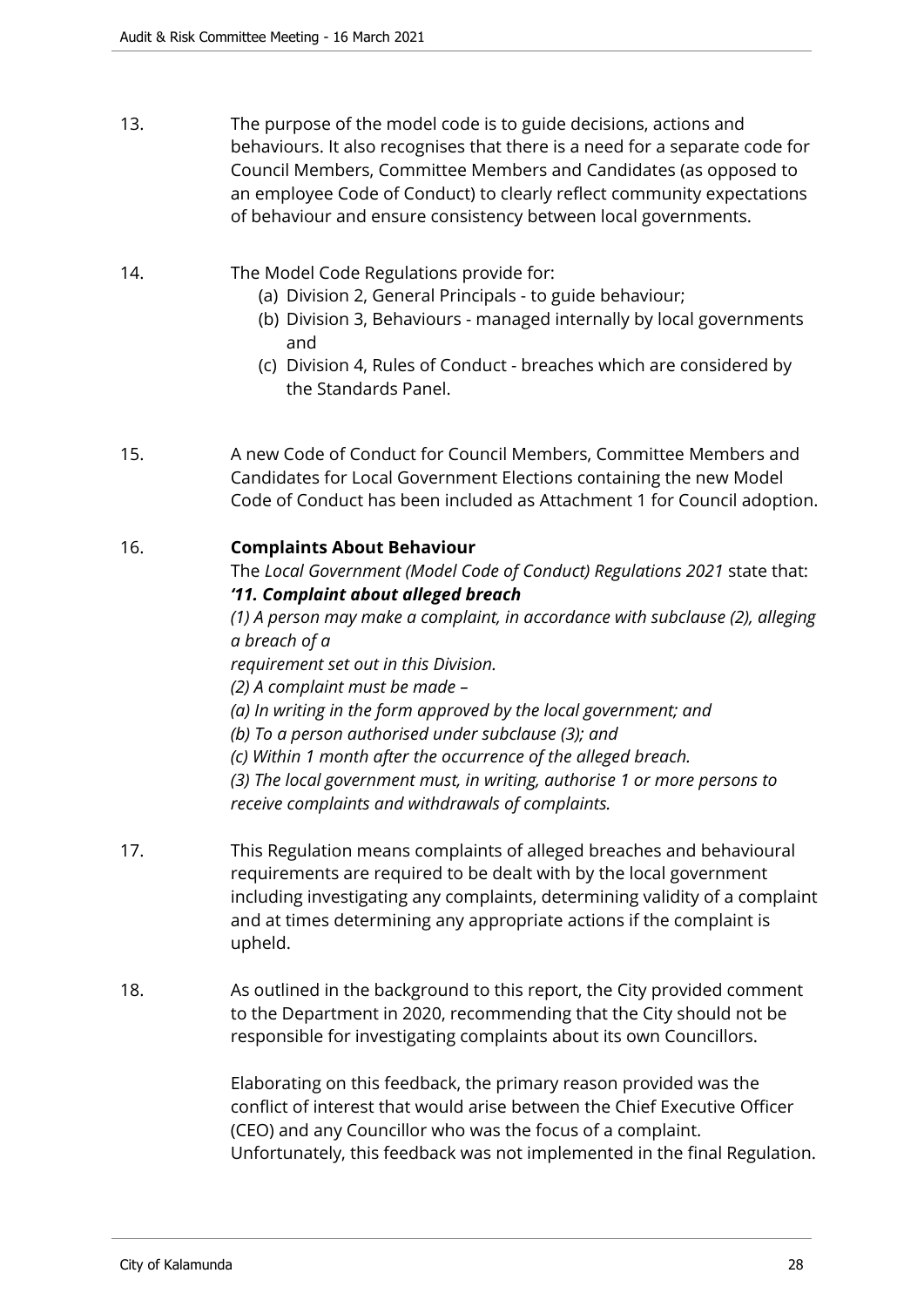13. The purpose of the model code is to guide decisions, actions and behaviours. It also recognises that there is a need for a separate code for Council Members, Committee Members and Candidates (as opposed to an employee Code of Conduct) to clearly reflect community expectations of behaviour and ensure consistency between local governments.

14. The Model Code Regulations provide for:
    (a) Division 2, General Principals - to guide behaviour;
    (b) Division 3, Behaviours - managed internally by local governments and
    (c) Division 4, Rules of Conduct - breaches which are considered by the Standards Panel.

15. A new Code of Conduct for Council Members, Committee Members and Candidates for Local Government Elections containing the new Model Code of Conduct has been included as Attachment 1 for Council adoption.

16. **Complaints About Behaviour**

    The *Local Government (Model Code of Conduct) Regulations 2021* state that:

    ***'11. Complaint about alleged breach***

    *(1) A person may make a complaint, in accordance with subclause (2), alleging a breach of a*
    *requirement set out in this Division.*
    *(2) A complaint must be made –*
    *(a) In writing in the form approved by the local government; and*
    *(b) To a person authorised under subclause (3); and*
    *(c) Within 1 month after the occurrence of the alleged breach.*
    *(3) The local government must, in writing, authorise 1 or more persons to receive complaints and withdrawals of complaints.*

17. This Regulation means complaints of alleged breaches and behavioural requirements are required to be dealt with by the local government including investigating any complaints, determining validity of a complaint and at times determining any appropriate actions if the complaint is upheld.

18. As outlined in the background to this report, the City provided comment to the Department in 2020, recommending that the City should not be responsible for investigating complaints about its own Councillors.

    Elaborating on this feedback, the primary reason provided was the conflict of interest that would arise between the Chief Executive Officer (CEO) and any Councillor who was the focus of a complaint. Unfortunately, this feedback was not implemented in the final Regulation.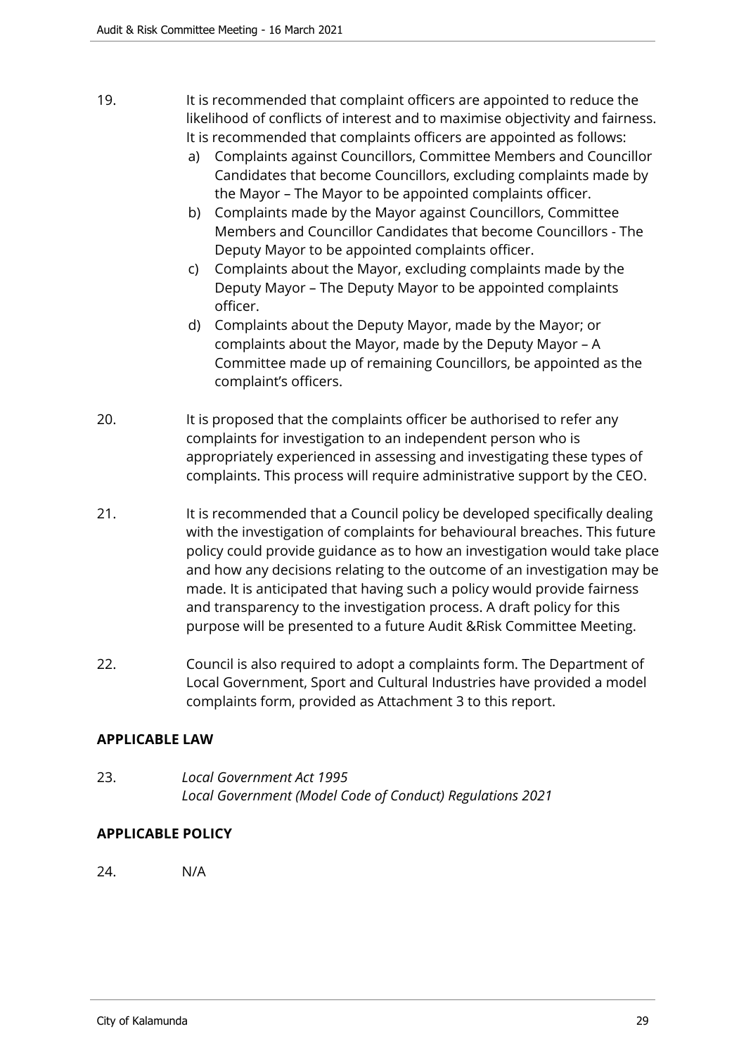19. It is recommended that complaint officers are appointed to reduce the likelihood of conflicts of interest and to maximise objectivity and fairness. It is recommended that complaints officers are appointed as follows:
    a) Complaints against Councillors, Committee Members and Councillor Candidates that become Councillors, excluding complaints made by the Mayor – The Mayor to be appointed complaints officer.
    b) Complaints made by the Mayor against Councillors, Committee Members and Councillor Candidates that become Councillors - The Deputy Mayor to be appointed complaints officer.
    c) Complaints about the Mayor, excluding complaints made by the Deputy Mayor – The Deputy Mayor to be appointed complaints officer.
    d) Complaints about the Deputy Mayor, made by the Mayor; or complaints about the Mayor, made by the Deputy Mayor – A Committee made up of remaining Councillors, be appointed as the complaint's officers.

20. It is proposed that the complaints officer be authorised to refer any complaints for investigation to an independent person who is appropriately experienced in assessing and investigating these types of complaints. This process will require administrative support by the CEO.

21. It is recommended that a Council policy be developed specifically dealing with the investigation of complaints for behavioural breaches. This future policy could provide guidance as to how an investigation would take place and how any decisions relating to the outcome of an investigation may be made. It is anticipated that having such a policy would provide fairness and transparency to the investigation process. A draft policy for this purpose will be presented to a future Audit &Risk Committee Meeting.

22. Council is also required to adopt a complaints form. The Department of Local Government, Sport and Cultural Industries have provided a model complaints form, provided as Attachment 3 to this report.

## APPLICABLE LAW

23. *Local Government Act 1995*
    *Local Government (Model Code of Conduct) Regulations 2021*

## APPLICABLE POLICY

24. N/A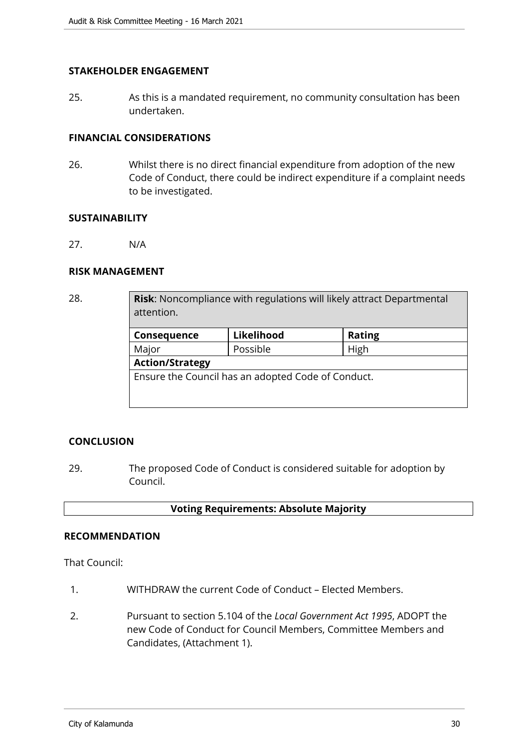### STAKEHOLDER ENGAGEMENT

25. As this is a mandated requirement, no community consultation has been undertaken.

### FINANCIAL CONSIDERATIONS

26. Whilst there is no direct financial expenditure from adoption of the new Code of Conduct, there could be indirect expenditure if a complaint needs to be investigated.

### SUSTAINABILITY

27. N/A

### RISK MANAGEMENT

28.

| **Risk**: Noncompliance with regulations will likely attract Departmental attention. | | |
|---|---|---|
| **Consequence** | **Likelihood** | **Rating** |
| Major | Possible | High |
| **Action/Strategy** | | |
| Ensure the Council has an adopted Code of Conduct. | | |

### CONCLUSION

29. The proposed Code of Conduct is considered suitable for adoption by Council.

**Voting Requirements: Absolute Majority**

### RECOMMENDATION

That Council:

1. WITHDRAW the current Code of Conduct – Elected Members.
2. Pursuant to section 5.104 of the *Local Government Act 1995*, ADOPT the new Code of Conduct for Council Members, Committee Members and Candidates, (Attachment 1).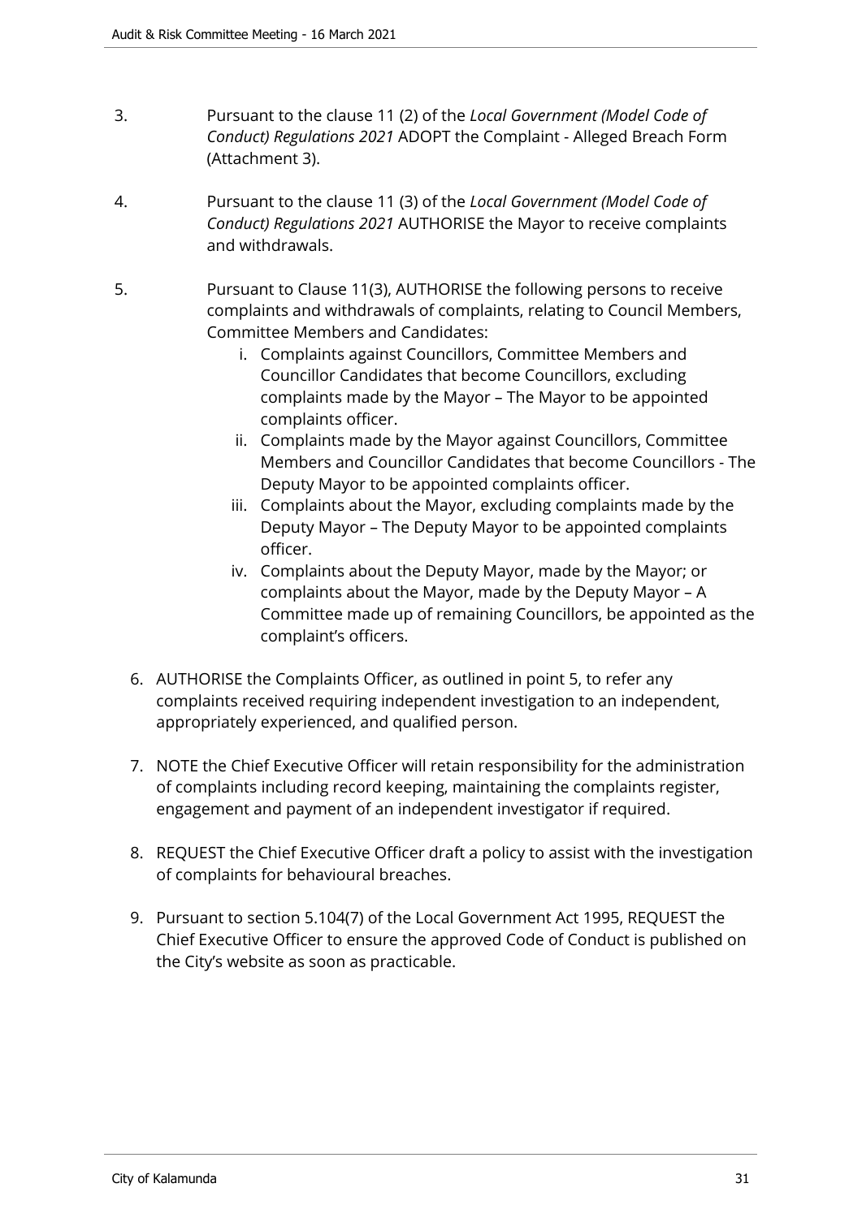3. Pursuant to the clause 11 (2) of the *Local Government (Model Code of Conduct) Regulations 2021* ADOPT the Complaint - Alleged Breach Form (Attachment 3).

4. Pursuant to the clause 11 (3) of the *Local Government (Model Code of Conduct) Regulations 2021* AUTHORISE the Mayor to receive complaints and withdrawals.

5. Pursuant to Clause 11(3), AUTHORISE the following persons to receive complaints and withdrawals of complaints, relating to Council Members, Committee Members and Candidates:
   i. Complaints against Councillors, Committee Members and Councillor Candidates that become Councillors, excluding complaints made by the Mayor – The Mayor to be appointed complaints officer.
   ii. Complaints made by the Mayor against Councillors, Committee Members and Councillor Candidates that become Councillors - The Deputy Mayor to be appointed complaints officer.
   iii. Complaints about the Mayor, excluding complaints made by the Deputy Mayor – The Deputy Mayor to be appointed complaints officer.
   iv. Complaints about the Deputy Mayor, made by the Mayor; or complaints about the Mayor, made by the Deputy Mayor – A Committee made up of remaining Councillors, be appointed as the complaint's officers.

6. AUTHORISE the Complaints Officer, as outlined in point 5, to refer any complaints received requiring independent investigation to an independent, appropriately experienced, and qualified person.

7. NOTE the Chief Executive Officer will retain responsibility for the administration of complaints including record keeping, maintaining the complaints register, engagement and payment of an independent investigator if required.

8. REQUEST the Chief Executive Officer draft a policy to assist with the investigation of complaints for behavioural breaches.

9. Pursuant to section 5.104(7) of the Local Government Act 1995, REQUEST the Chief Executive Officer to ensure the approved Code of Conduct is published on the City's website as soon as practicable.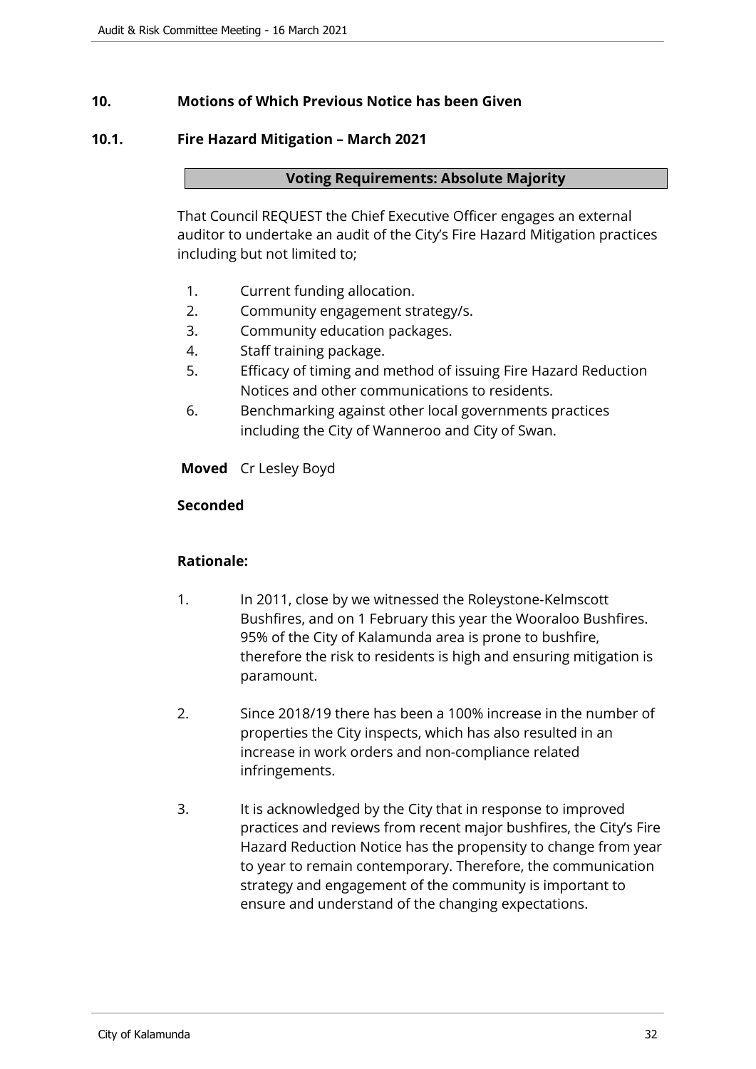## 10. Motions of Which Previous Notice has been Given

### 10.1. Fire Hazard Mitigation – March 2021

**Voting Requirements: Absolute Majority**

That Council REQUEST the Chief Executive Officer engages an external auditor to undertake an audit of the City's Fire Hazard Mitigation practices including but not limited to;

1. Current funding allocation.
2. Community engagement strategy/s.
3. Community education packages.
4. Staff training package.
5. Efficacy of timing and method of issuing Fire Hazard Reduction Notices and other communications to residents.
6. Benchmarking against other local governments practices including the City of Wanneroo and City of Swan.

**Moved** Cr Lesley Boyd

**Seconded**

**Rationale:**

1. In 2011, close by we witnessed the Roleystone-Kelmscott Bushfires, and on 1 February this year the Wooraloo Bushfires. 95% of the City of Kalamunda area is prone to bushfire, therefore the risk to residents is high and ensuring mitigation is paramount.

2. Since 2018/19 there has been a 100% increase in the number of properties the City inspects, which has also resulted in an increase in work orders and non-compliance related infringements.

3. It is acknowledged by the City that in response to improved practices and reviews from recent major bushfires, the City's Fire Hazard Reduction Notice has the propensity to change from year to year to remain contemporary. Therefore, the communication strategy and engagement of the community is important to ensure and understand of the changing expectations.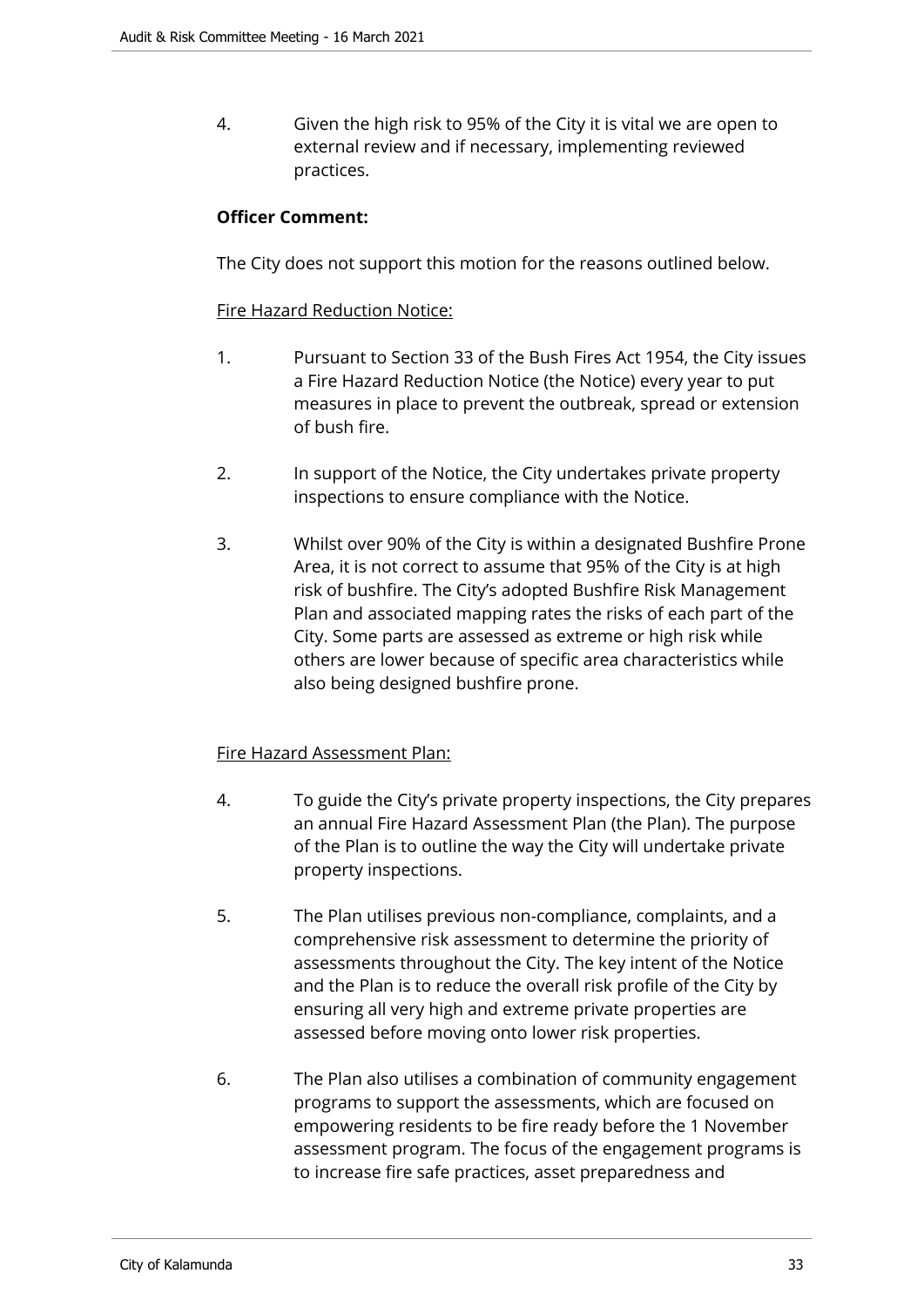4. Given the high risk to 95% of the City it is vital we are open to external review and if necessary, implementing reviewed practices.

**Officer Comment:**

The City does not support this motion for the reasons outlined below.

Fire Hazard Reduction Notice:

1. Pursuant to Section 33 of the Bush Fires Act 1954, the City issues a Fire Hazard Reduction Notice (the Notice) every year to put measures in place to prevent the outbreak, spread or extension of bush fire.

2. In support of the Notice, the City undertakes private property inspections to ensure compliance with the Notice.

3. Whilst over 90% of the City is within a designated Bushfire Prone Area, it is not correct to assume that 95% of the City is at high risk of bushfire. The City's adopted Bushfire Risk Management Plan and associated mapping rates the risks of each part of the City. Some parts are assessed as extreme or high risk while others are lower because of specific area characteristics while also being designed bushfire prone.

Fire Hazard Assessment Plan:

4. To guide the City's private property inspections, the City prepares an annual Fire Hazard Assessment Plan (the Plan). The purpose of the Plan is to outline the way the City will undertake private property inspections.

5. The Plan utilises previous non-compliance, complaints, and a comprehensive risk assessment to determine the priority of assessments throughout the City. The key intent of the Notice and the Plan is to reduce the overall risk profile of the City by ensuring all very high and extreme private properties are assessed before moving onto lower risk properties.

6. The Plan also utilises a combination of community engagement programs to support the assessments, which are focused on empowering residents to be fire ready before the 1 November assessment program. The focus of the engagement programs is to increase fire safe practices, asset preparedness and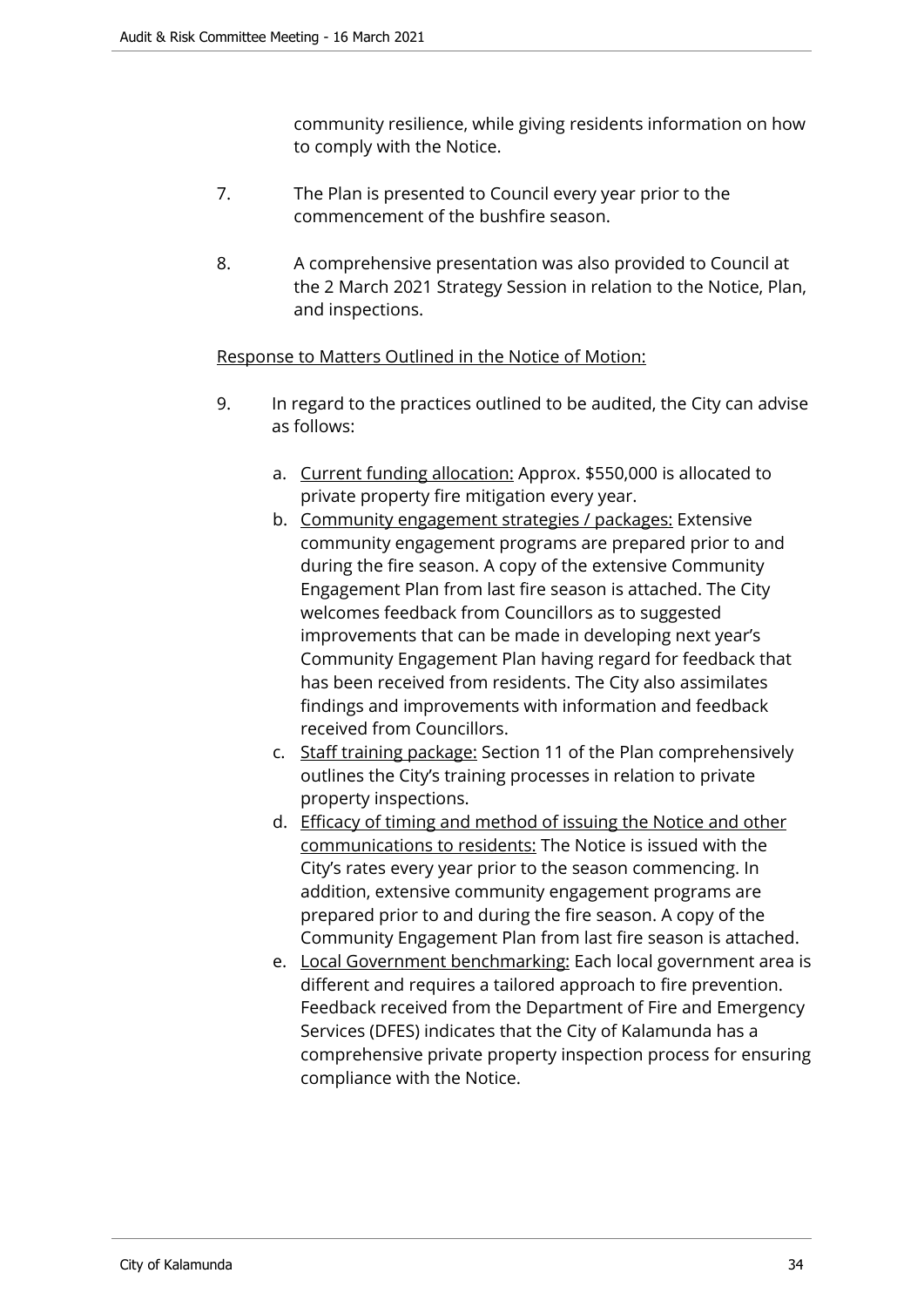community resilience, while giving residents information on how to comply with the Notice.

7. The Plan is presented to Council every year prior to the commencement of the bushfire season.

8. A comprehensive presentation was also provided to Council at the 2 March 2021 Strategy Session in relation to the Notice, Plan, and inspections.

<u>Response to Matters Outlined in the Notice of Motion:</u>

9. In regard to the practices outlined to be audited, the City can advise as follows:

   a. <u>Current funding allocation:</u> Approx. $550,000 is allocated to private property fire mitigation every year.
   b. <u>Community engagement strategies / packages:</u> Extensive community engagement programs are prepared prior to and during the fire season. A copy of the extensive Community Engagement Plan from last fire season is attached. The City welcomes feedback from Councillors as to suggested improvements that can be made in developing next year's Community Engagement Plan having regard for feedback that has been received from residents. The City also assimilates findings and improvements with information and feedback received from Councillors.
   c. <u>Staff training package:</u> Section 11 of the Plan comprehensively outlines the City's training processes in relation to private property inspections.
   d. <u>Efficacy of timing and method of issuing the Notice and other communications to residents:</u> The Notice is issued with the City's rates every year prior to the season commencing. In addition, extensive community engagement programs are prepared prior to and during the fire season. A copy of the Community Engagement Plan from last fire season is attached.
   e. <u>Local Government benchmarking:</u> Each local government area is different and requires a tailored approach to fire prevention. Feedback received from the Department of Fire and Emergency Services (DFES) indicates that the City of Kalamunda has a comprehensive private property inspection process for ensuring compliance with the Notice.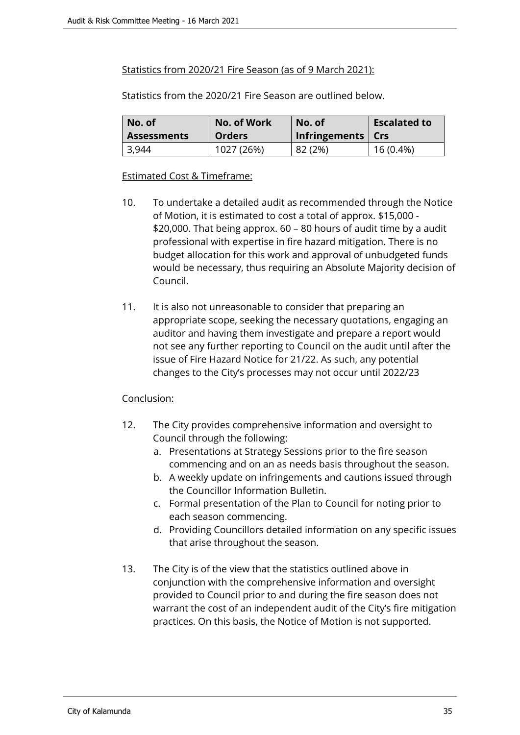Statistics from 2020/21 Fire Season (as of 9 March 2021):

Statistics from the 2020/21 Fire Season are outlined below.

| No. of Assessments | No. of Work Orders | No. of Infringements | Escalated to Crs |
|---|---|---|---|
| 3,944 | 1027 (26%) | 82 (2%) | 16 (0.4%) |

Estimated Cost & Timeframe:

10. To undertake a detailed audit as recommended through the Notice of Motion, it is estimated to cost a total of approx. $15,000 - $20,000. That being approx. 60 – 80 hours of audit time by a audit professional with expertise in fire hazard mitigation. There is no budget allocation for this work and approval of unbudgeted funds would be necessary, thus requiring an Absolute Majority decision of Council.

11. It is also not unreasonable to consider that preparing an appropriate scope, seeking the necessary quotations, engaging an auditor and having them investigate and prepare a report would not see any further reporting to Council on the audit until after the issue of Fire Hazard Notice for 21/22. As such, any potential changes to the City's processes may not occur until 2022/23

Conclusion:

12. The City provides comprehensive information and oversight to Council through the following:
    a. Presentations at Strategy Sessions prior to the fire season commencing and on an as needs basis throughout the season.
    b. A weekly update on infringements and cautions issued through the Councillor Information Bulletin.
    c. Formal presentation of the Plan to Council for noting prior to each season commencing.
    d. Providing Councillors detailed information on any specific issues that arise throughout the season.

13. The City is of the view that the statistics outlined above in conjunction with the comprehensive information and oversight provided to Council prior to and during the fire season does not warrant the cost of an independent audit of the City's fire mitigation practices. On this basis, the Notice of Motion is not supported.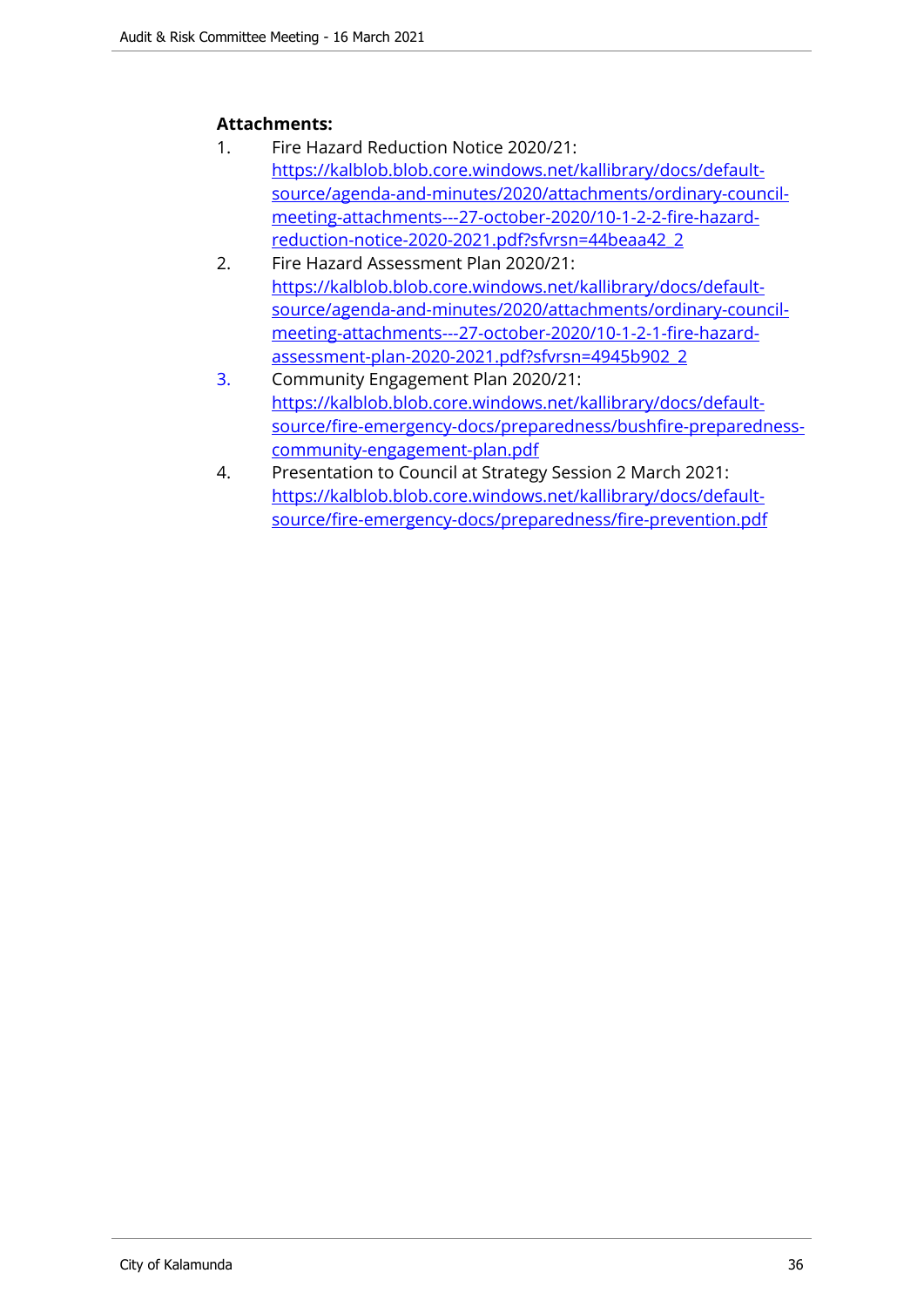**Attachments:**

1. Fire Hazard Reduction Notice 2020/21: https://kalblob.blob.core.windows.net/kallibrary/docs/default-source/agenda-and-minutes/2020/attachments/ordinary-council-meeting-attachments---27-october-2020/10-1-2-2-fire-hazard-reduction-notice-2020-2021.pdf?sfvrsn=44beaa42_2
2. Fire Hazard Assessment Plan 2020/21: https://kalblob.blob.core.windows.net/kallibrary/docs/default-source/agenda-and-minutes/2020/attachments/ordinary-council-meeting-attachments---27-october-2020/10-1-2-1-fire-hazard-assessment-plan-2020-2021.pdf?sfvrsn=4945b902_2
3. Community Engagement Plan 2020/21: https://kalblob.blob.core.windows.net/kallibrary/docs/default-source/fire-emergency-docs/preparedness/bushfire-preparedness-community-engagement-plan.pdf
4. Presentation to Council at Strategy Session 2 March 2021: https://kalblob.blob.core.windows.net/kallibrary/docs/default-source/fire-emergency-docs/preparedness/fire-prevention.pdf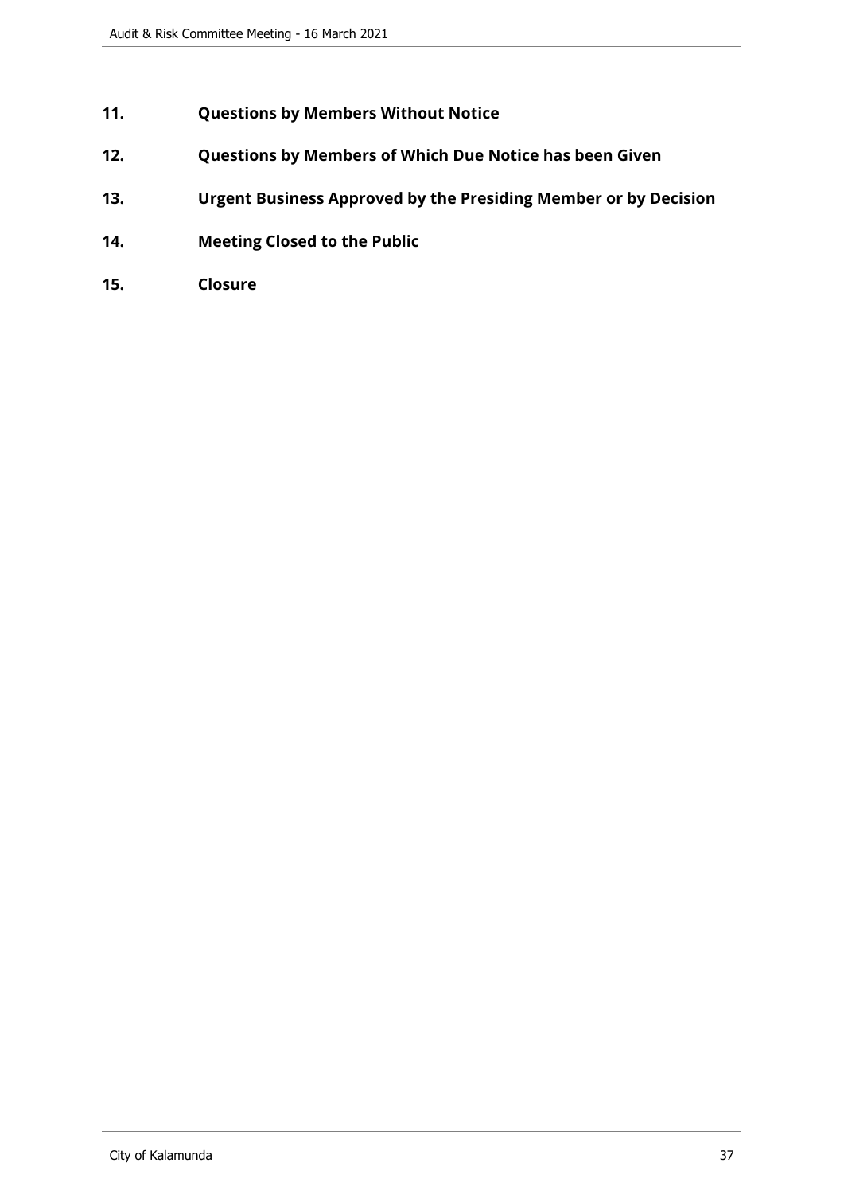## 11. Questions by Members Without Notice

## 12. Questions by Members of Which Due Notice has been Given

## 13. Urgent Business Approved by the Presiding Member or by Decision

## 14. Meeting Closed to the Public

## 15. Closure